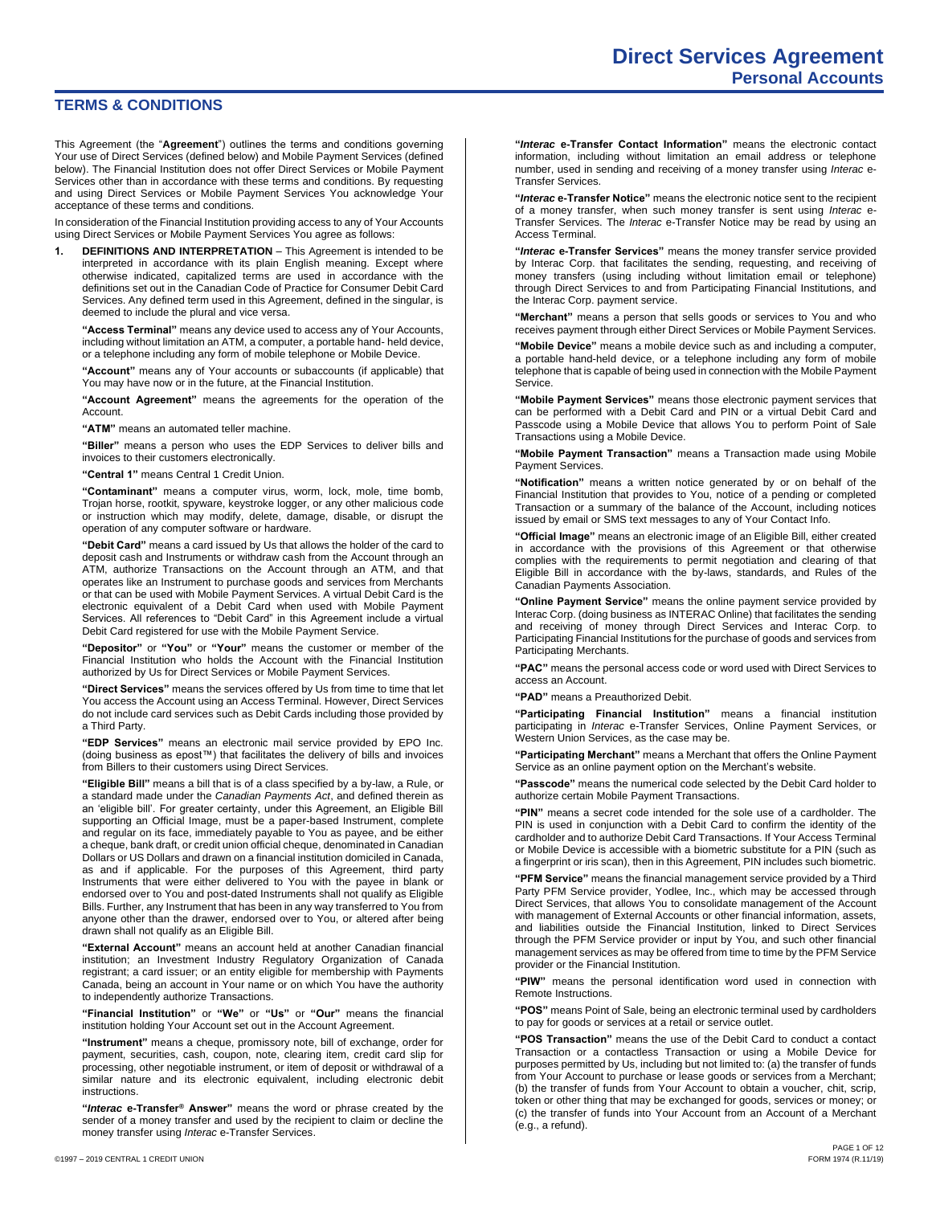# Direct Services Agreement

## Personal Accounts

## TERMS & CONDITIONS

This Agreement (the "**Agreement**") outlines the terms and conditions governing Your use of Direct Services (defined below) and Mobile Payment Services (defined below). The Financial Institution does not offer Direct Services or Mobile Payment Services other than in accordance with these terms and conditions. By requesting and using Direct Services or Mobile Payment Services You acknowledge Your acceptance of these terms and conditions.

In consideration of the Financial Institution providing access to any of Your Accounts using Direct Services or Mobile Payment Services You agree as follows:

1. **DEFINITIONS AND INTERPRETATION** – This Agreement is intended to be interpreted in accordance with its plain English meaning. Except where otherwise indicated, capitalized terms are used in accordance with the definitions set out in the Canadian Code of Practice for Consumer Debit Card Services. Any defined term used in this Agreement, defined in the singular, is deemed to include the plural and vice versa.

   **"Access Terminal"** means any device used to access any of Your Accounts, including without limitation an ATM, a computer, a portable hand- held device, or a telephone including any form of mobile telephone or Mobile Device.

   **"Account"** means any of Your accounts or subaccounts (if applicable) that You may have now or in the future, at the Financial Institution.

   **"Account Agreement"** means the agreements for the operation of the Account.

   **"ATM"** means an automated teller machine.

   **"Biller"** means a person who uses the EDP Services to deliver bills and invoices to their customers electronically.

   **"Central 1"** means Central 1 Credit Union.

   **"Contaminant"** means a computer virus, worm, lock, mole, time bomb, Trojan horse, rootkit, spyware, keystroke logger, or any other malicious code or instruction which may modify, delete, damage, disable, or disrupt the operation of any computer software or hardware.

   **"Debit Card"** means a card issued by Us that allows the holder of the card to deposit cash and Instruments or withdraw cash from the Account through an ATM, authorize Transactions on the Account through an ATM, and that operates like an Instrument to purchase goods and services from Merchants or that can be used with Mobile Payment Services. A virtual Debit Card is the electronic equivalent of a Debit Card when used with Mobile Payment Services. All references to "Debit Card" in this Agreement include a virtual Debit Card registered for use with the Mobile Payment Service.

   **"Depositor"** or **"You"** or **"Your"** means the customer or member of the Financial Institution who holds the Account with the Financial Institution authorized by Us for Direct Services or Mobile Payment Services.

   **"Direct Services"** means the services offered by Us from time to time that let You access the Account using an Access Terminal. However, Direct Services do not include card services such as Debit Cards including those provided by a Third Party.

   **"EDP Services"** means an electronic mail service provided by EPO Inc. (doing business as epost™) that facilitates the delivery of bills and invoices from Billers to their customers using Direct Services.

   **"Eligible Bill"** means a bill that is of a class specified by a by-law, a Rule, or a standard made under the *Canadian Payments Act*, and defined therein as an 'eligible bill'. For greater certainty, under this Agreement, an Eligible Bill supporting an Official Image, must be a paper-based Instrument, complete and regular on its face, immediately payable to You as payee, and be either a cheque, bank draft, or credit union official cheque, denominated in Canadian Dollars or US Dollars and drawn on a financial institution domiciled in Canada, as and if applicable. For the purposes of this Agreement, third party Instruments that were either delivered to You with the payee in blank or endorsed over to You and post-dated Instruments shall not qualify as Eligible Bills. Further, any Instrument that has been in any way transferred to You from anyone other than the drawer, endorsed over to You, or altered after being drawn shall not qualify as an Eligible Bill.

   **"External Account"** means an account held at another Canadian financial institution; an Investment Industry Regulatory Organization of Canada registrant; a card issuer; or an entity eligible for membership with Payments Canada, being an account in Your name or on which You have the authority to independently authorize Transactions.

   **"Financial Institution"** or **"We"** or **"Us"** or **"Our"** means the financial institution holding Your Account set out in the Account Agreement.

   **"Instrument"** means a cheque, promissory note, bill of exchange, order for payment, securities, cash, coupon, note, clearing item, credit card slip for processing, other negotiable instrument, or item of deposit or withdrawal of a similar nature and its electronic equivalent, including electronic debit instructions.

   **"*Interac* e-Transfer® Answer"** means the word or phrase created by the sender of a money transfer and used by the recipient to claim or decline the money transfer using *Interac* e-Transfer Services.

   **"*Interac* e-Transfer Contact Information"** means the electronic contact information, including without limitation an email address or telephone number, used in sending and receiving of a money transfer using *Interac* e-Transfer Services.

   **"*Interac* e-Transfer Notice"** means the electronic notice sent to the recipient of a money transfer, when such money transfer is sent using *Interac* e-Transfer Services. The *Interac* e-Transfer Notice may be read by using an Access Terminal.

   **"*Interac* e-Transfer Services"** means the money transfer service provided by Interac Corp. that facilitates the sending, requesting, and receiving of money transfers (using including without limitation email or telephone) through Direct Services to and from Participating Financial Institutions, and the Interac Corp. payment service.

   **"Merchant"** means a person that sells goods or services to You and who receives payment through either Direct Services or Mobile Payment Services.

   **"Mobile Device"** means a mobile device such as and including a computer, a portable hand-held device, or a telephone including any form of mobile telephone that is capable of being used in connection with the Mobile Payment Service.

   **"Mobile Payment Services"** means those electronic payment services that can be performed with a Debit Card and PIN or a virtual Debit Card and Passcode using a Mobile Device that allows You to perform Point of Sale Transactions using a Mobile Device.

   **"Mobile Payment Transaction"** means a Transaction made using Mobile Payment Services.

   **"Notification"** means a written notice generated by or on behalf of the Financial Institution that provides to You, notice of a pending or completed Transaction or a summary of the balance of the Account, including notices issued by email or SMS text messages to any of Your Contact Info.

   **"Official Image"** means an electronic image of an Eligible Bill, either created in accordance with the provisions of this Agreement or that otherwise complies with the requirements to permit negotiation and clearing of that Eligible Bill in accordance with the by-laws, standards, and Rules of the Canadian Payments Association.

   **"Online Payment Service"** means the online payment service provided by Interac Corp. (doing business as INTERAC Online) that facilitates the sending and receiving of money through Direct Services and Interac Corp. to Participating Financial Institutions for the purchase of goods and services from Participating Merchants.

   **"PAC"** means the personal access code or word used with Direct Services to access an Account.

   **"PAD"** means a Preauthorized Debit.

   **"Participating Financial Institution"** means a financial institution participating in *Interac* e-Transfer Services, Online Payment Services, or Western Union Services, as the case may be.

   **"Participating Merchant"** means a Merchant that offers the Online Payment Service as an online payment option on the Merchant's website.

   **"Passcode"** means the numerical code selected by the Debit Card holder to authorize certain Mobile Payment Transactions.

   **"PIN"** means a secret code intended for the sole use of a cardholder. The PIN is used in conjunction with a Debit Card to confirm the identity of the cardholder and to authorize Debit Card Transactions. If Your Access Terminal or Mobile Device is accessible with a biometric substitute for a PIN (such as a fingerprint or iris scan), then in this Agreement, PIN includes such biometric.

   **"PFM Service"** means the financial management service provided by a Third Party PFM Service provider, Yodlee, Inc., which may be accessed through Direct Services, that allows You to consolidate management of the Account with management of External Accounts or other financial information, assets, and liabilities outside the Financial Institution, linked to Direct Services through the PFM Service provider or input by You, and such other financial management services as may be offered from time to time by the PFM Service provider or the Financial Institution.

   **"PIW"** means the personal identification word used in connection with Remote Instructions.

   **"POS"** means Point of Sale, being an electronic terminal used by cardholders to pay for goods or services at a retail or service outlet.

   **"POS Transaction"** means the use of the Debit Card to conduct a contact Transaction or a contactless Transaction or using a Mobile Device for purposes permitted by Us, including but not limited to: (a) the transfer of funds from Your Account to purchase or lease goods or services from a Merchant; (b) the transfer of funds from Your Account to obtain a voucher, chit, scrip, token or other thing that may be exchanged for goods, services or money; or (c) the transfer of funds into Your Account from an Account of a Merchant (e.g., a refund).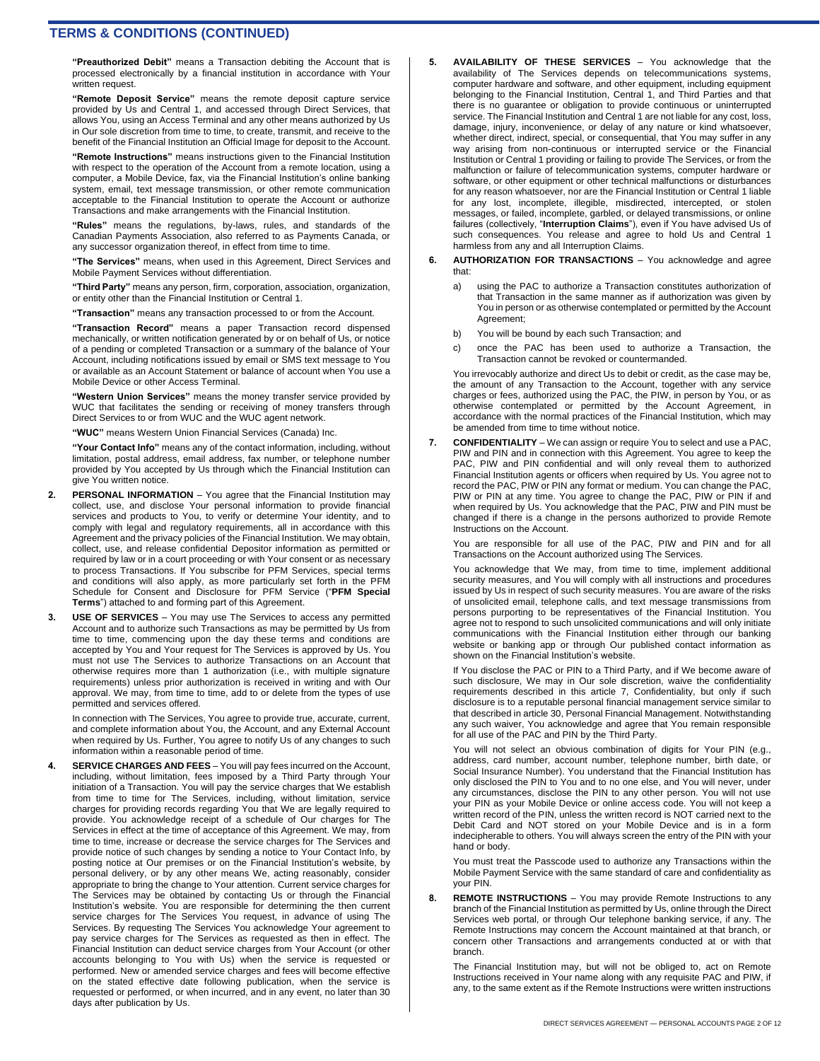## TERMS & CONDITIONS (CONTINUED)

**"Preauthorized Debit"** means a Transaction debiting the Account that is processed electronically by a financial institution in accordance with Your written request.

**"Remote Deposit Service"** means the remote deposit capture service provided by Us and Central 1, and accessed through Direct Services, that allows You, using an Access Terminal and any other means authorized by Us in Our sole discretion from time to time, to create, transmit, and receive to the benefit of the Financial Institution an Official Image for deposit to the Account.

**"Remote Instructions"** means instructions given to the Financial Institution with respect to the operation of the Account from a remote location, using a computer, a Mobile Device, fax, via the Financial Institution's online banking system, email, text message transmission, or other remote communication acceptable to the Financial Institution to operate the Account or authorize Transactions and make arrangements with the Financial Institution.

**"Rules"** means the regulations, by-laws, rules, and standards of the Canadian Payments Association, also referred to as Payments Canada, or any successor organization thereof, in effect from time to time.

**"The Services"** means, when used in this Agreement, Direct Services and Mobile Payment Services without differentiation.

**"Third Party"** means any person, firm, corporation, association, organization, or entity other than the Financial Institution or Central 1.

**"Transaction"** means any transaction processed to or from the Account.

**"Transaction Record"** means a paper Transaction record dispensed mechanically, or written notification generated by or on behalf of Us, or notice of a pending or completed Transaction or a summary of the balance of Your Account, including notifications issued by email or SMS text message to You or available as an Account Statement or balance of account when You use a Mobile Device or other Access Terminal.

**"Western Union Services"** means the money transfer service provided by WUC that facilitates the sending or receiving of money transfers through Direct Services to or from WUC and the WUC agent network.

**"WUC"** means Western Union Financial Services (Canada) Inc.

**"Your Contact Info"** means any of the contact information, including, without limitation, postal address, email address, fax number, or telephone number provided by You accepted by Us through which the Financial Institution can give You written notice.

**2. PERSONAL INFORMATION** – You agree that the Financial Institution may collect, use, and disclose Your personal information to provide financial services and products to You, to verify or determine Your identity, and to comply with legal and regulatory requirements, all in accordance with this Agreement and the privacy policies of the Financial Institution. We may obtain, collect, use, and release confidential Depositor information as permitted or required by law or in a court proceeding or with Your consent or as necessary to process Transactions. If You subscribe for PFM Services, special terms and conditions will also apply, as more particularly set forth in the PFM Schedule for Consent and Disclosure for PFM Service ("**PFM Special Terms**") attached to and forming part of this Agreement.

**3. USE OF SERVICES** – You may use The Services to access any permitted Account and to authorize such Transactions as may be permitted by Us from time to time, commencing upon the day these terms and conditions are accepted by You and Your request for The Services is approved by Us. You must not use The Services to authorize Transactions on an Account that otherwise requires more than 1 authorization (i.e., with multiple signature requirements) unless prior authorization is received in writing and with Our approval. We may, from time to time, add to or delete from the types of use permitted and services offered.

In connection with The Services, You agree to provide true, accurate, current, and complete information about You, the Account, and any External Account when required by Us. Further, You agree to notify Us of any changes to such information within a reasonable period of time.

**4. SERVICE CHARGES AND FEES** – You will pay fees incurred on the Account, including, without limitation, fees imposed by a Third Party through Your initiation of a Transaction. You will pay the service charges that We establish from time to time for The Services, including, without limitation, service charges for providing records regarding You that We are legally required to provide. You acknowledge receipt of a schedule of Our charges for The Services in effect at the time of acceptance of this Agreement. We may, from time to time, increase or decrease the service charges for The Services and provide notice of such changes by sending a notice to Your Contact Info, by posting notice at Our premises or on the Financial Institution's website, by personal delivery, or by any other means We, acting reasonably, consider appropriate to bring the change to Your attention. Current service charges for The Services may be obtained by contacting Us or through the Financial Institution's website. You are responsible for determining the then current service charges for The Services You request, in advance of using The Services. By requesting The Services You acknowledge Your agreement to pay service charges for The Services as requested as then in effect. The Financial Institution can deduct service charges from Your Account (or other accounts belonging to You with Us) when the service is requested or performed. New or amended service charges and fees will become effective on the stated effective date following publication, when the service is requested or performed, or when incurred, and in any event, no later than 30 days after publication by Us.

**5. AVAILABILITY OF THESE SERVICES** – You acknowledge that the availability of The Services depends on telecommunications systems, computer hardware and software, and other equipment, including equipment belonging to the Financial Institution, Central 1, and Third Parties and that there is no guarantee or obligation to provide continuous or uninterrupted service. The Financial Institution and Central 1 are not liable for any cost, loss, damage, injury, inconvenience, or delay of any nature or kind whatsoever, whether direct, indirect, special, or consequential, that You may suffer in any way arising from non-continuous or interrupted service or the Financial Institution or Central 1 providing or failing to provide The Services, or from the malfunction or failure of telecommunication systems, computer hardware or software, or other equipment or other technical malfunctions or disturbances for any reason whatsoever, nor are the Financial Institution or Central 1 liable for any lost, incomplete, illegible, misdirected, intercepted, or stolen messages, or failed, incomplete, garbled, or delayed transmissions, or online failures (collectively, "**Interruption Claims**"), even if You have advised Us of such consequences. You release and agree to hold Us and Central 1 harmless from any and all Interruption Claims.

**6. AUTHORIZATION FOR TRANSACTIONS** – You acknowledge and agree that:

a) using the PAC to authorize a Transaction constitutes authorization of that Transaction in the same manner as if authorization was given by You in person or as otherwise contemplated or permitted by the Account Agreement;

b) You will be bound by each such Transaction; and

c) once the PAC has been used to authorize a Transaction, the Transaction cannot be revoked or countermanded.

You irrevocably authorize and direct Us to debit or credit, as the case may be, the amount of any Transaction to the Account, together with any service charges or fees, authorized using the PAC, the PIW, in person by You, or as otherwise contemplated or permitted by the Account Agreement, in accordance with the normal practices of the Financial Institution, which may be amended from time to time without notice.

**7. CONFIDENTIALITY** – We can assign or require You to select and use a PAC, PIW and PIN and in connection with this Agreement. You agree to keep the PAC, PIW and PIN confidential and will only reveal them to authorized Financial Institution agents or officers when required by Us. You agree not to record the PAC, PIW or PIN any format or medium. You can change the PAC, PIW or PIN at any time. You agree to change the PAC, PIW or PIN if and when required by Us. You acknowledge that the PAC, PIW and PIN must be changed if there is a change in the persons authorized to provide Remote Instructions on the Account.

You are responsible for all use of the PAC, PIW and PIN and for all Transactions on the Account authorized using The Services.

You acknowledge that We may, from time to time, implement additional security measures, and You will comply with all instructions and procedures issued by Us in respect of such security measures. You are aware of the risks of unsolicited email, telephone calls, and text message transmissions from persons purporting to be representatives of the Financial Institution. You agree not to respond to such unsolicited communications and will only initiate communications with the Financial Institution either through our banking website or banking app or through Our published contact information as shown on the Financial Institution's website.

If You disclose the PAC or PIN to a Third Party, and if We become aware of such disclosure, We may in Our sole discretion, waive the confidentiality requirements described in this article 7, Confidentiality, but only if such disclosure is to a reputable personal financial management service similar to that described in article 30, Personal Financial Management. Notwithstanding any such waiver, You acknowledge and agree that You remain responsible for all use of the PAC and PIN by the Third Party.

You will not select an obvious combination of digits for Your PIN (e.g., address, card number, account number, telephone number, birth date, or Social Insurance Number). You understand that the Financial Institution has only disclosed the PIN to You and to no one else, and You will never, under any circumstances, disclose the PIN to any other person. You will not use your PIN as your Mobile Device or online access code. You will not keep a written record of the PIN, unless the written record is NOT carried next to the Debit Card and NOT stored on your Mobile Device and is in a form indecipherable to others. You will always screen the entry of the PIN with your hand or body.

You must treat the Passcode used to authorize any Transactions within the Mobile Payment Service with the same standard of care and confidentiality as your PIN.

**8. REMOTE INSTRUCTIONS** – You may provide Remote Instructions to any branch of the Financial Institution as permitted by Us, online through the Direct Services web portal, or through Our telephone banking service, if any. The Remote Instructions may concern the Account maintained at that branch, or concern other Transactions and arrangements conducted at or with that branch.

The Financial Institution may, but will not be obliged to, act on Remote Instructions received in Your name along with any requisite PAC and PIW, if any, to the same extent as if the Remote Instructions were written instructions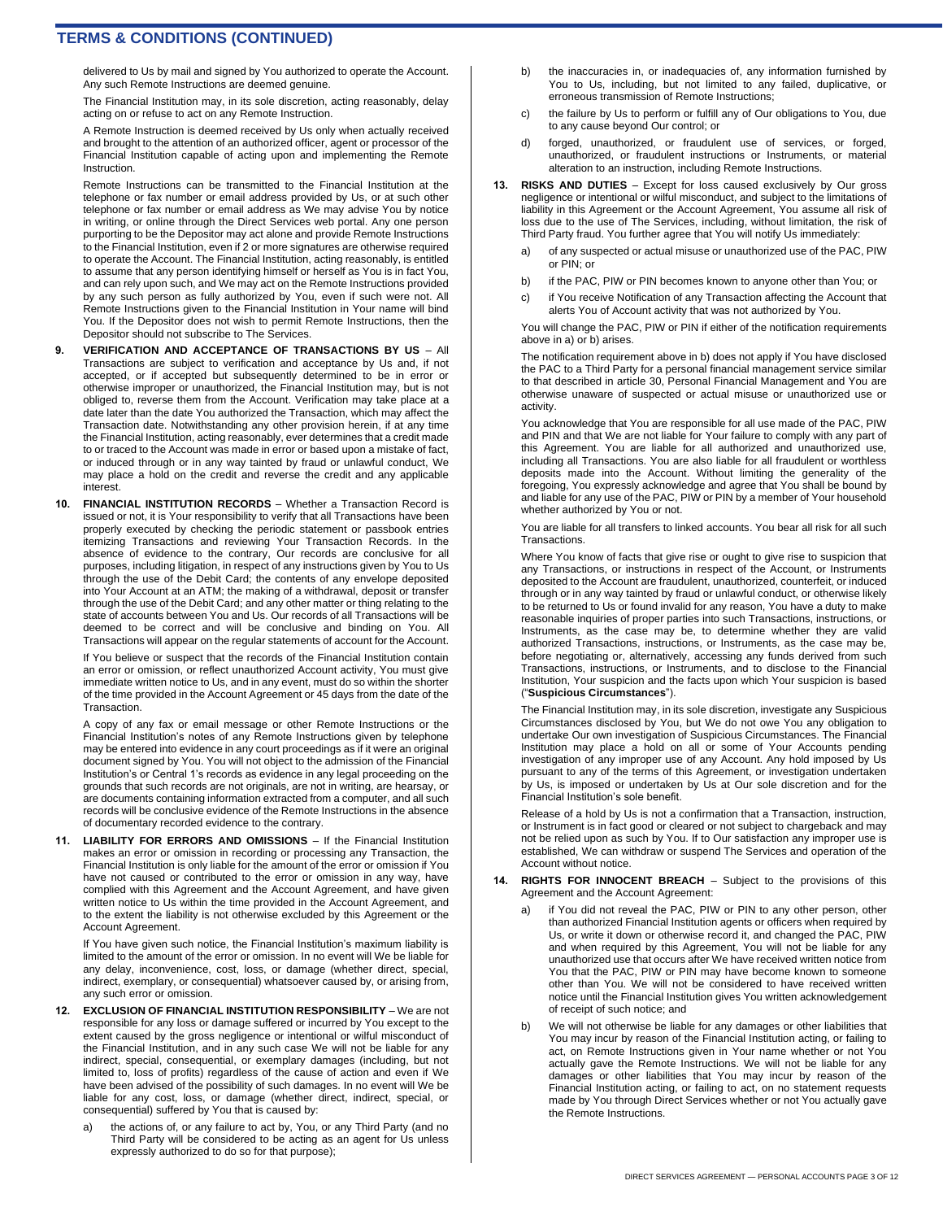## TERMS & CONDITIONS (CONTINUED)

delivered to Us by mail and signed by You authorized to operate the Account. Any such Remote Instructions are deemed genuine.

The Financial Institution may, in its sole discretion, acting reasonably, delay acting on or refuse to act on any Remote Instruction.

A Remote Instruction is deemed received by Us only when actually received and brought to the attention of an authorized officer, agent or processor of the Financial Institution capable of acting upon and implementing the Remote Instruction.

Remote Instructions can be transmitted to the Financial Institution at the telephone or fax number or email address provided by Us, or at such other telephone or fax number or email address as We may advise You by notice in writing, or online through the Direct Services web portal. Any one person purporting to be the Depositor may act alone and provide Remote Instructions to the Financial Institution, even if 2 or more signatures are otherwise required to operate the Account. The Financial Institution, acting reasonably, is entitled to assume that any person identifying himself or herself as You is in fact You, and can rely upon such, and We may act on the Remote Instructions provided by any such person as fully authorized by You, even if such were not. All Remote Instructions given to the Financial Institution in Your name will bind You. If the Depositor does not wish to permit Remote Instructions, then the Depositor should not subscribe to The Services.

9. **VERIFICATION AND ACCEPTANCE OF TRANSACTIONS BY US** – All Transactions are subject to verification and acceptance by Us and, if not accepted, or if accepted but subsequently determined to be in error or otherwise improper or unauthorized, the Financial Institution may, but is not obliged to, reverse them from the Account. Verification may take place at a date later than the date You authorized the Transaction, which may affect the Transaction date. Notwithstanding any other provision herein, if at any time the Financial Institution, acting reasonably, ever determines that a credit made to or traced to the Account was made in error or based upon a mistake of fact, or induced through or in any way tainted by fraud or unlawful conduct, We may place a hold on the credit and reverse the credit and any applicable interest.

10. **FINANCIAL INSTITUTION RECORDS** – Whether a Transaction Record is issued or not, it is Your responsibility to verify that all Transactions have been properly executed by checking the periodic statement or passbook entries itemizing Transactions and reviewing Your Transaction Records. In the absence of evidence to the contrary, Our records are conclusive for all purposes, including litigation, in respect of any instructions given by You to Us through the use of the Debit Card; the contents of any envelope deposited into Your Account at an ATM; the making of a withdrawal, deposit or transfer through the use of the Debit Card; and any other matter or thing relating to the state of accounts between You and Us. Our records of all Transactions will be deemed to be correct and will be conclusive and binding on You. All Transactions will appear on the regular statements of account for the Account.

    If You believe or suspect that the records of the Financial Institution contain an error or omission, or reflect unauthorized Account activity, You must give immediate written notice to Us, and in any event, must do so within the shorter of the time provided in the Account Agreement or 45 days from the date of the Transaction.

    A copy of any fax or email message or other Remote Instructions or the Financial Institution's notes of any Remote Instructions given by telephone may be entered into evidence in any court proceedings as if it were an original document signed by You. You will not object to the admission of the Financial Institution's or Central 1's records as evidence in any legal proceeding on the grounds that such records are not originals, are not in writing, are hearsay, or are documents containing information extracted from a computer, and all such records will be conclusive evidence of the Remote Instructions in the absence of documentary recorded evidence to the contrary.

11. **LIABILITY FOR ERRORS AND OMISSIONS** – If the Financial Institution makes an error or omission in recording or processing any Transaction, the Financial Institution is only liable for the amount of the error or omission if You have not caused or contributed to the error or omission in any way, have complied with this Agreement and the Account Agreement, and have given written notice to Us within the time provided in the Account Agreement, and to the extent the liability is not otherwise excluded by this Agreement or the Account Agreement.

    If You have given such notice, the Financial Institution's maximum liability is limited to the amount of the error or omission. In no event will We be liable for any delay, inconvenience, cost, loss, or damage (whether direct, special, indirect, exemplary, or consequential) whatsoever caused by, or arising from, any such error or omission.

12. **EXCLUSION OF FINANCIAL INSTITUTION RESPONSIBILITY** – We are not responsible for any loss or damage suffered or incurred by You except to the extent caused by the gross negligence or intentional or wilful misconduct of the Financial Institution, and in any such case We will not be liable for any indirect, special, consequential, or exemplary damages (including, but not limited to, loss of profits) regardless of the cause of action and even if We have been advised of the possibility of such damages. In no event will We be liable for any cost, loss, or damage (whether direct, indirect, special, or consequential) suffered by You that is caused by:

    a) the actions of, or any failure to act by, You, or any Third Party (and no Third Party will be considered to be acting as an agent for Us unless expressly authorized to do so for that purpose);
    b) the inaccuracies in, or inadequacies of, any information furnished by You to Us, including, but not limited to any failed, duplicative, or erroneous transmission of Remote Instructions;
    c) the failure by Us to perform or fulfill any of Our obligations to You, due to any cause beyond Our control; or
    d) forged, unauthorized, or fraudulent use of services, or forged, unauthorized, or fraudulent instructions or Instruments, or material alteration to an instruction, including Remote Instructions.

13. **RISKS AND DUTIES** – Except for loss caused exclusively by Our gross negligence or intentional or wilful misconduct, and subject to the limitations of liability in this Agreement or the Account Agreement, You assume all risk of loss due to the use of The Services, including, without limitation, the risk of Third Party fraud. You further agree that You will notify Us immediately:

    a) of any suspected or actual misuse or unauthorized use of the PAC, PIW or PIN; or
    b) if the PAC, PIW or PIN becomes known to anyone other than You; or
    c) if You receive Notification of any Transaction affecting the Account that alerts You of Account activity that was not authorized by You.

    You will change the PAC, PIW or PIN if either of the notification requirements above in a) or b) arises.

    The notification requirement above in b) does not apply if You have disclosed the PAC to a Third Party for a personal financial management service similar to that described in article 30, Personal Financial Management and You are otherwise unaware of suspected or actual misuse or unauthorized use or activity.

    You acknowledge that You are responsible for all use made of the PAC, PIW and PIN and that We are not liable for Your failure to comply with any part of this Agreement. You are liable for all authorized and unauthorized use, including all Transactions. You are also liable for all fraudulent or worthless deposits made into the Account. Without limiting the generality of the foregoing, You expressly acknowledge and agree that You shall be bound by and liable for any use of the PAC, PIW or PIN by a member of Your household whether authorized by You or not.

    You are liable for all transfers to linked accounts. You bear all risk for all such Transactions.

    Where You know of facts that give rise or ought to give rise to suspicion that any Transactions, or instructions in respect of the Account, or Instruments deposited to the Account are fraudulent, unauthorized, counterfeit, or induced through or in any way tainted by fraud or unlawful conduct, or otherwise likely to be returned to Us or found invalid for any reason, You have a duty to make reasonable inquiries of proper parties into such Transactions, instructions, or Instruments, as the case may be, to determine whether they are valid authorized Transactions, instructions, or Instruments, as the case may be, before negotiating or, alternatively, accessing any funds derived from such Transactions, instructions, or Instruments, and to disclose to the Financial Institution, Your suspicion and the facts upon which Your suspicion is based ("**Suspicious Circumstances**").

    The Financial Institution may, in its sole discretion, investigate any Suspicious Circumstances disclosed by You, but We do not owe You any obligation to undertake Our own investigation of Suspicious Circumstances. The Financial Institution may place a hold on all or some of Your Accounts pending investigation of any improper use of any Account. Any hold imposed by Us pursuant to any of the terms of this Agreement, or investigation undertaken by Us, is imposed or undertaken by Us at Our sole discretion and for the Financial Institution's sole benefit.

    Release of a hold by Us is not a confirmation that a Transaction, instruction, or Instrument is in fact good or cleared or not subject to chargeback and may not be relied upon as such by You. If to Our satisfaction any improper use is established, We can withdraw or suspend The Services and operation of the Account without notice.

14. **RIGHTS FOR INNOCENT BREACH** – Subject to the provisions of this Agreement and the Account Agreement:

    a) if You did not reveal the PAC, PIW or PIN to any other person, other than authorized Financial Institution agents or officers when required by Us, or write it down or otherwise record it, and changed the PAC, PIW and when required by this Agreement, You will not be liable for any unauthorized use that occurs after We have received written notice from You that the PAC, PIW or PIN may have become known to someone other than You. We will not be considered to have received written notice until the Financial Institution gives You written acknowledgement of receipt of such notice; and
    b) We will not otherwise be liable for any damages or other liabilities that You may incur by reason of the Financial Institution acting, or failing to act, on Remote Instructions given in Your name whether or not You actually gave the Remote Instructions. We will not be liable for any damages or other liabilities that You may incur by reason of the Financial Institution acting, or failing to act, on no statement requests made by You through Direct Services whether or not You actually gave the Remote Instructions.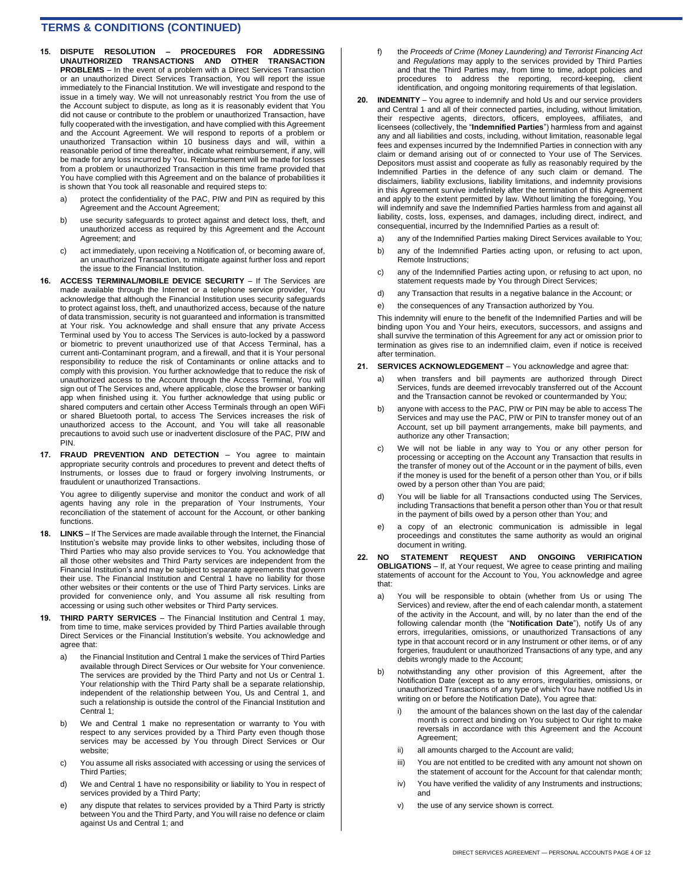## TERMS & CONDITIONS (CONTINUED)

**15. DISPUTE RESOLUTION – PROCEDURES FOR ADDRESSING UNAUTHORIZED TRANSACTIONS AND OTHER TRANSACTION PROBLEMS** – In the event of a problem with a Direct Services Transaction or an unauthorized Direct Services Transaction, You will report the issue immediately to the Financial Institution. We will investigate and respond to the issue in a timely way. We will not unreasonably restrict You from the use of the Account subject to dispute, as long as it is reasonably evident that You did not cause or contribute to the problem or unauthorized Transaction, have fully cooperated with the investigation, and have complied with this Agreement and the Account Agreement. We will respond to reports of a problem or unauthorized Transaction within 10 business days and will, within a reasonable period of time thereafter, indicate what reimbursement, if any, will be made for any loss incurred by You. Reimbursement will be made for losses from a problem or unauthorized Transaction in this time frame provided that You have complied with this Agreement and on the balance of probabilities it is shown that You took all reasonable and required steps to:

a) protect the confidentiality of the PAC, PIW and PIN as required by this Agreement and the Account Agreement;

b) use security safeguards to protect against and detect loss, theft, and unauthorized access as required by this Agreement and the Account Agreement; and

c) act immediately, upon receiving a Notification of, or becoming aware of, an unauthorized Transaction, to mitigate against further loss and report the issue to the Financial Institution.

**16. ACCESS TERMINAL/MOBILE DEVICE SECURITY** – If The Services are made available through the Internet or a telephone service provider, You acknowledge that although the Financial Institution uses security safeguards to protect against loss, theft, and unauthorized access, because of the nature of data transmission, security is not guaranteed and information is transmitted at Your risk. You acknowledge and shall ensure that any private Access Terminal used by You to access The Services is auto-locked by a password or biometric to prevent unauthorized use of that Access Terminal, has a current anti-Contaminant program, and a firewall, and that it is Your personal responsibility to reduce the risk of Contaminants or online attacks and to comply with this provision. You further acknowledge that to reduce the risk of unauthorized access to the Account through the Access Terminal, You will sign out of The Services and, where applicable, close the browser or banking app when finished using it. You further acknowledge that using public or shared computers and certain other Access Terminals through an open WiFi or shared Bluetooth portal, to access The Services increases the risk of unauthorized access to the Account, and You will take all reasonable precautions to avoid such use or inadvertent disclosure of the PAC, PIW and PIN.

**17. FRAUD PREVENTION AND DETECTION** – You agree to maintain appropriate security controls and procedures to prevent and detect thefts of Instruments, or losses due to fraud or forgery involving Instruments, or fraudulent or unauthorized Transactions.

You agree to diligently supervise and monitor the conduct and work of all agents having any role in the preparation of Your Instruments, Your reconciliation of the statement of account for the Account, or other banking functions.

**18. LINKS** – If The Services are made available through the Internet, the Financial Institution's website may provide links to other websites, including those of Third Parties who may also provide services to You. You acknowledge that all those other websites and Third Party services are independent from the Financial Institution's and may be subject to separate agreements that govern their use. The Financial Institution and Central 1 have no liability for those other websites or their contents or the use of Third Party services. Links are provided for convenience only, and You assume all risk resulting from accessing or using such other websites or Third Party services.

**19. THIRD PARTY SERVICES** – The Financial Institution and Central 1 may, from time to time, make services provided by Third Parties available through Direct Services or the Financial Institution's website. You acknowledge and agree that:

a) the Financial Institution and Central 1 make the services of Third Parties available through Direct Services or Our website for Your convenience. The services are provided by the Third Party and not Us or Central 1. Your relationship with the Third Party shall be a separate relationship, independent of the relationship between You, Us and Central 1, and such a relationship is outside the control of the Financial Institution and Central 1;

b) We and Central 1 make no representation or warranty to You with respect to any services provided by a Third Party even though those services may be accessed by You through Direct Services or Our website;

c) You assume all risks associated with accessing or using the services of Third Parties;

d) We and Central 1 have no responsibility or liability to You in respect of services provided by a Third Party;

e) any dispute that relates to services provided by a Third Party is strictly between You and the Third Party, and You will raise no defence or claim against Us and Central 1; and

f) the *Proceeds of Crime (Money Laundering) and Terrorist Financing Act* and *Regulations* may apply to the services provided by Third Parties and that the Third Parties may, from time to time, adopt policies and procedures to address the reporting, record-keeping, client identification, and ongoing monitoring requirements of that legislation.

**20. INDEMNITY** – You agree to indemnify and hold Us and our service providers and Central 1 and all of their connected parties, including, without limitation, their respective agents, directors, officers, employees, affiliates, and licensees (collectively, the "**Indemnified Parties**") harmless from and against any and all liabilities and costs, including, without limitation, reasonable legal fees and expenses incurred by the Indemnified Parties in connection with any claim or demand arising out of or connected to Your use of The Services. Depositors must assist and cooperate as fully as reasonably required by the Indemnified Parties in the defence of any such claim or demand. The disclaimers, liability exclusions, liability limitations, and indemnity provisions in this Agreement survive indefinitely after the termination of this Agreement and apply to the extent permitted by law. Without limiting the foregoing, You will indemnify and save the Indemnified Parties harmless from and against all liability, costs, loss, expenses, and damages, including direct, indirect, and consequential, incurred by the Indemnified Parties as a result of:

a) any of the Indemnified Parties making Direct Services available to You;

b) any of the Indemnified Parties acting upon, or refusing to act upon, Remote Instructions;

c) any of the Indemnified Parties acting upon, or refusing to act upon, no statement requests made by You through Direct Services;

d) any Transaction that results in a negative balance in the Account; or

e) the consequences of any Transaction authorized by You.

This indemnity will enure to the benefit of the Indemnified Parties and will be binding upon You and Your heirs, executors, successors, and assigns and shall survive the termination of this Agreement for any act or omission prior to termination as gives rise to an indemnified claim, even if notice is received after termination.

**21. SERVICES ACKNOWLEDGEMENT** – You acknowledge and agree that:

a) when transfers and bill payments are authorized through Direct Services, funds are deemed irrevocably transferred out of the Account and the Transaction cannot be revoked or countermanded by You;

b) anyone with access to the PAC, PIW or PIN may be able to access The Services and may use the PAC, PIW or PIN to transfer money out of an Account, set up bill payment arrangements, make bill payments, and authorize any other Transaction;

c) We will not be liable in any way to You or any other person for processing or accepting on the Account any Transaction that results in the transfer of money out of the Account or in the payment of bills, even if the money is used for the benefit of a person other than You, or if bills owed by a person other than You are paid;

d) You will be liable for all Transactions conducted using The Services, including Transactions that benefit a person other than You or that result in the payment of bills owed by a person other than You; and

e) a copy of an electronic communication is admissible in legal proceedings and constitutes the same authority as would an original document in writing.

**22. NO STATEMENT REQUEST AND ONGOING VERIFICATION OBLIGATIONS** – If, at Your request, We agree to cease printing and mailing statements of account for the Account to You, You acknowledge and agree that:

a) You will be responsible to obtain (whether from Us or using The Services) and review, after the end of each calendar month, a statement of the activity in the Account, and will, by no later than the end of the following calendar month (the "**Notification Date**"), notify Us of any errors, irregularities, omissions, or unauthorized Transactions of any type in that account record or in any Instrument or other items, or of any forgeries, fraudulent or unauthorized Transactions of any type, and any debits wrongly made to the Account;

b) notwithstanding any other provision of this Agreement, after the Notification Date (except as to any errors, irregularities, omissions, or unauthorized Transactions of any type of which You have notified Us in writing on or before the Notification Date), You agree that:

   i) the amount of the balances shown on the last day of the calendar month is correct and binding on You subject to Our right to make reversals in accordance with this Agreement and the Account Agreement;

   ii) all amounts charged to the Account are valid;

   iii) You are not entitled to be credited with any amount not shown on the statement of account for the Account for that calendar month;

   iv) You have verified the validity of any Instruments and instructions; and

   v) the use of any service shown is correct.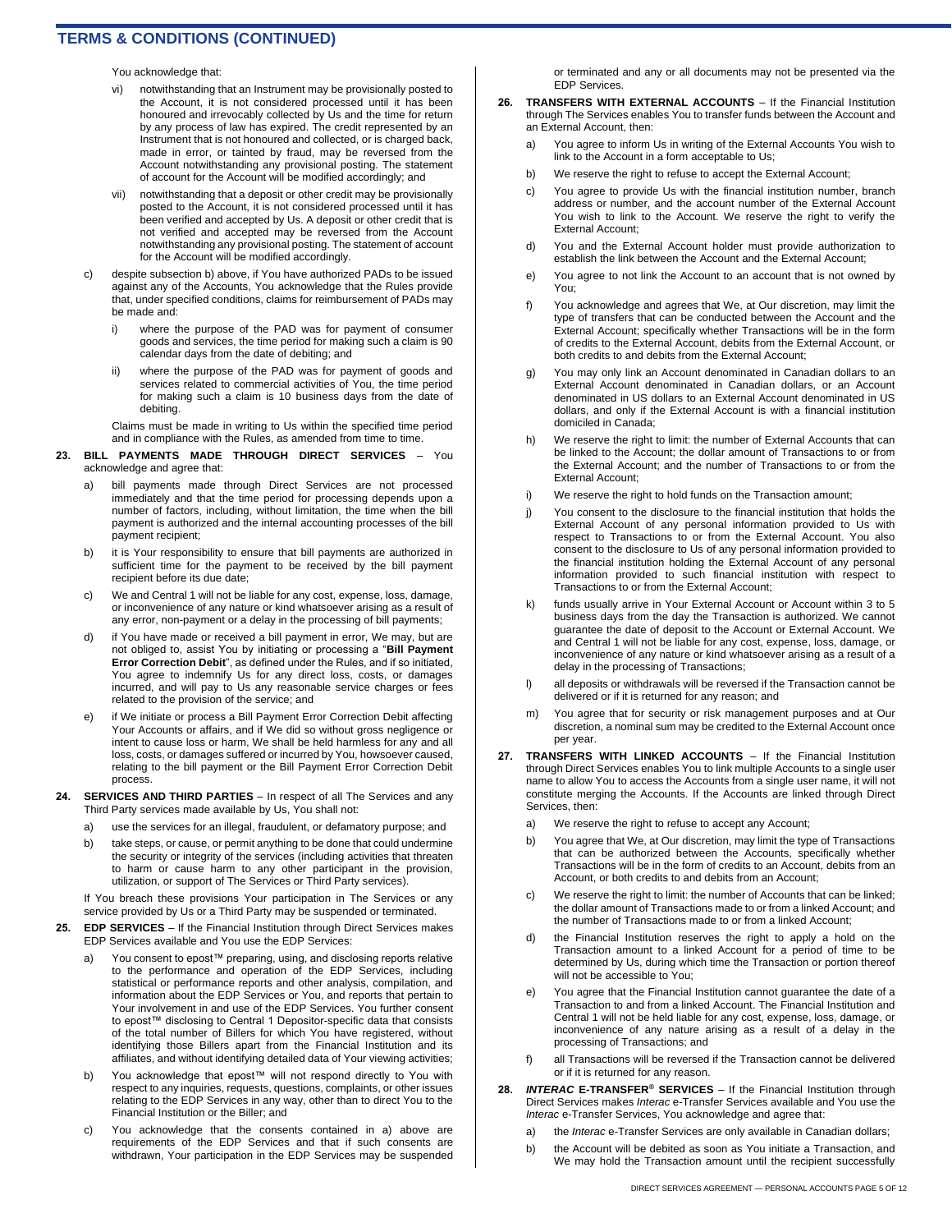## TERMS & CONDITIONS (CONTINUED)

You acknowledge that:

- vi) notwithstanding that an Instrument may be provisionally posted to the Account, it is not considered processed until it has been honoured and irrevocably collected by Us and the time for return by any process of law has expired. The credit represented by an Instrument that is not honoured and collected, or is charged back, made in error, or tainted by fraud, may be reversed from the Account notwithstanding any provisional posting. The statement of account for the Account will be modified accordingly; and
- vii) notwithstanding that a deposit or other credit may be provisionally posted to the Account, it is not considered processed until it has been verified and accepted by Us. A deposit or other credit that is not verified and accepted may be reversed from the Account notwithstanding any provisional posting. The statement of account for the Account will be modified accordingly.

c) despite subsection b) above, if You have authorized PADs to be issued against any of the Accounts, You acknowledge that the Rules provide that, under specified conditions, claims for reimbursement of PADs may be made and:

- i) where the purpose of the PAD was for payment of consumer goods and services, the time period for making such a claim is 90 calendar days from the date of debiting; and
- ii) where the purpose of the PAD was for payment of goods and services related to commercial activities of You, the time period for making such a claim is 10 business days from the date of debiting.

Claims must be made in writing to Us within the specified time period and in compliance with the Rules, as amended from time to time.

**23. BILL PAYMENTS MADE THROUGH DIRECT SERVICES** – You acknowledge and agree that:

- a) bill payments made through Direct Services are not processed immediately and that the time period for processing depends upon a number of factors, including, without limitation, the time when the bill payment is authorized and the internal accounting processes of the bill payment recipient;
- b) it is Your responsibility to ensure that bill payments are authorized in sufficient time for the payment to be received by the bill payment recipient before its due date;
- c) We and Central 1 will not be liable for any cost, expense, loss, damage, or inconvenience of any nature or kind whatsoever arising as a result of any error, non-payment or a delay in the processing of bill payments;
- d) if You have made or received a bill payment in error, We may, but are not obliged to, assist You by initiating or processing a "**Bill Payment Error Correction Debit**", as defined under the Rules, and if so initiated, You agree to indemnify Us for any direct loss, costs, or damages incurred, and will pay to Us any reasonable service charges or fees related to the provision of the service; and
- e) if We initiate or process a Bill Payment Error Correction Debit affecting Your Accounts or affairs, and if We did so without gross negligence or intent to cause loss or harm, We shall be held harmless for any and all loss, costs, or damages suffered or incurred by You, howsoever caused, relating to the bill payment or the Bill Payment Error Correction Debit process.

**24. SERVICES AND THIRD PARTIES** – In respect of all The Services and any Third Party services made available by Us, You shall not:

- a) use the services for an illegal, fraudulent, or defamatory purpose; and
- b) take steps, or cause, or permit anything to be done that could undermine the security or integrity of the services (including activities that threaten to harm or cause harm to any other participant in the provision, utilization, or support of The Services or Third Party services).

If You breach these provisions Your participation in The Services or any service provided by Us or a Third Party may be suspended or terminated.

**25. EDP SERVICES** – If the Financial Institution through Direct Services makes EDP Services available and You use the EDP Services:

- a) You consent to epost™ preparing, using, and disclosing reports relative to the performance and operation of the EDP Services, including statistical or performance reports and other analysis, compilation, and information about the EDP Services or You, and reports that pertain to Your involvement in and use of the EDP Services. You further consent to epost™ disclosing to Central 1 Depositor-specific data that consists of the total number of Billers for which You have registered, without identifying those Billers apart from the Financial Institution and its affiliates, and without identifying detailed data of Your viewing activities;
- b) You acknowledge that epost™ will not respond directly to You with respect to any inquiries, requests, questions, complaints, or other issues relating to the EDP Services in any way, other than to direct You to the Financial Institution or the Biller; and
- c) You acknowledge that the consents contained in a) above are requirements of the EDP Services and that if such consents are withdrawn, Your participation in the EDP Services may be suspended or terminated and any or all documents may not be presented via the EDP Services.

**26. TRANSFERS WITH EXTERNAL ACCOUNTS** – If the Financial Institution through The Services enables You to transfer funds between the Account and an External Account, then:

- a) You agree to inform Us in writing of the External Accounts You wish to link to the Account in a form acceptable to Us;
- b) We reserve the right to refuse to accept the External Account;
- c) You agree to provide Us with the financial institution number, branch address or number, and the account number of the External Account You wish to link to the Account. We reserve the right to verify the External Account;
- d) You and the External Account holder must provide authorization to establish the link between the Account and the External Account;
- e) You agree to not link the Account to an account that is not owned by You;
- f) You acknowledge and agrees that We, at Our discretion, may limit the type of transfers that can be conducted between the Account and the External Account; specifically whether Transactions will be in the form of credits to the External Account, debits from the External Account, or both credits to and debits from the External Account;
- g) You may only link an Account denominated in Canadian dollars to an External Account denominated in Canadian dollars, or an Account denominated in US dollars to an External Account denominated in US dollars, and only if the External Account is with a financial institution domiciled in Canada;
- h) We reserve the right to limit: the number of External Accounts that can be linked to the Account; the dollar amount of Transactions to or from the External Account; and the number of Transactions to or from the External Account;
- i) We reserve the right to hold funds on the Transaction amount;
- j) You consent to the disclosure to the financial institution that holds the External Account of any personal information provided to Us with respect to Transactions to or from the External Account. You also consent to the disclosure to Us of any personal information provided to the financial institution holding the External Account of any personal information provided to such financial institution with respect to Transactions to or from the External Account;
- k) funds usually arrive in Your External Account or Account within 3 to 5 business days from the day the Transaction is authorized. We cannot guarantee the date of deposit to the Account or External Account. We and Central 1 will not be liable for any cost, expense, loss, damage, or inconvenience of any nature or kind whatsoever arising as a result of a delay in the processing of Transactions;
- l) all deposits or withdrawals will be reversed if the Transaction cannot be delivered or if it is returned for any reason; and
- m) You agree that for security or risk management purposes and at Our discretion, a nominal sum may be credited to the External Account once per year.

**27. TRANSFERS WITH LINKED ACCOUNTS** – If the Financial Institution through Direct Services enables You to link multiple Accounts to a single user name to allow You to access the Accounts from a single user name, it will not constitute merging the Accounts. If the Accounts are linked through Direct Services, then:

- a) We reserve the right to refuse to accept any Account;
- b) You agree that We, at Our discretion, may limit the type of Transactions that can be authorized between the Accounts, specifically whether Transactions will be in the form of credits to an Account, debits from an Account, or both credits to and debits from an Account;
- c) We reserve the right to limit: the number of Accounts that can be linked; the dollar amount of Transactions made to or from a linked Account; and the number of Transactions made to or from a linked Account;
- d) the Financial Institution reserves the right to apply a hold on the Transaction amount to a linked Account for a period of time to be determined by Us, during which time the Transaction or portion thereof will not be accessible to You;
- e) You agree that the Financial Institution cannot guarantee the date of a Transaction to and from a linked Account. The Financial Institution and Central 1 will not be held liable for any cost, expense, loss, damage, or inconvenience of any nature arising as a result of a delay in the processing of Transactions; and
- f) all Transactions will be reversed if the Transaction cannot be delivered or if it is returned for any reason.

**28. *INTERAC* E-TRANSFER® SERVICES** – If the Financial Institution through Direct Services makes *Interac* e-Transfer Services available and You use the *Interac* e-Transfer Services, You acknowledge and agree that:

- a) the *Interac* e-Transfer Services are only available in Canadian dollars;
- b) the Account will be debited as soon as You initiate a Transaction, and We may hold the Transaction amount until the recipient successfully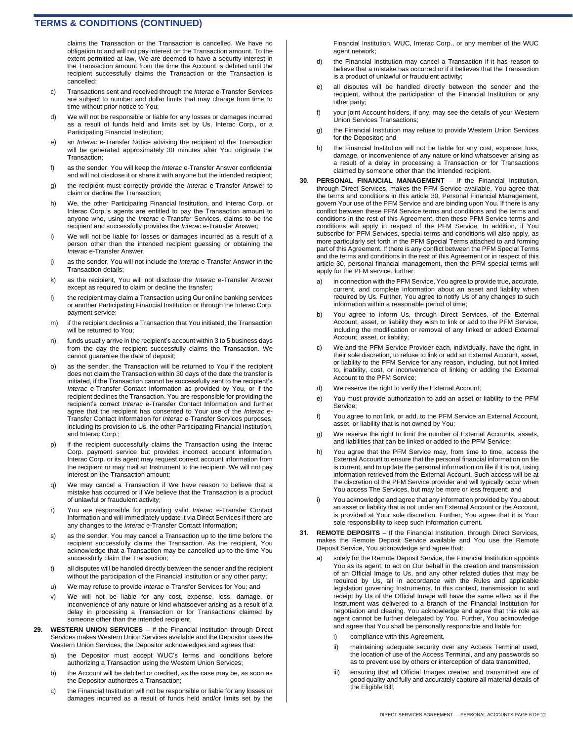## TERMS & CONDITIONS (CONTINUED)

claims the Transaction or the Transaction is cancelled. We have no obligation to and will not pay interest on the Transaction amount. To the extent permitted at law, We are deemed to have a security interest in the Transaction amount from the time the Account is debited until the recipient successfully claims the Transaction or the Transaction is cancelled;

c) Transactions sent and received through the *Interac* e-Transfer Services are subject to number and dollar limits that may change from time to time without prior notice to You;

d) We will not be responsible or liable for any losses or damages incurred as a result of funds held and limits set by Us, Interac Corp., or a Participating Financial Institution;

e) an *Interac* e-Transfer Notice advising the recipient of the Transaction will be generated approximately 30 minutes after You originate the Transaction;

f) as the sender, You will keep the *Interac* e-Transfer Answer confidential and will not disclose it or share it with anyone but the intended recipient;

g) the recipient must correctly provide the *Interac* e-Transfer Answer to claim or decline the Transaction;

h) We, the other Participating Financial Institution, and Interac Corp. or Interac Corp.'s agents are entitled to pay the Transaction amount to anyone who, using the *Interac* e-Transfer Services, claims to be the recipient and successfully provides the *Interac* e-Transfer Answer;

i) We will not be liable for losses or damages incurred as a result of a person other than the intended recipient guessing or obtaining the *Interac* e-Transfer Answer;

j) as the sender, You will not include the *Interac* e-Transfer Answer in the Transaction details;

k) as the recipient, You will not disclose the *Interac* e-Transfer Answer except as required to claim or decline the transfer;

l) the recipient may claim a Transaction using Our online banking services or another Participating Financial Institution or through the Interac Corp. payment service;

m) if the recipient declines a Transaction that You initiated, the Transaction will be returned to You;

n) funds usually arrive in the recipient's account within 3 to 5 business days from the day the recipient successfully claims the Transaction. We cannot guarantee the date of deposit;

o) as the sender, the Transaction will be returned to You if the recipient does not claim the Transaction within 30 days of the date the transfer is initiated, if the Transaction cannot be successfully sent to the recipient's *Interac* e-Transfer Contact Information as provided by You, or if the recipient declines the Transaction. You are responsible for providing the recipient's correct *Interac* e-Transfer Contact Information and further agree that the recipient has consented to Your use of the *Interac* e-Transfer Contact Information for *Interac* e-Transfer Services purposes, including its provision to Us, the other Participating Financial Institution, and Interac Corp.;

p) if the recipient successfully claims the Transaction using the Interac Corp. payment service but provides incorrect account information, Interac Corp. or its agent may request correct account information from the recipient or may mail an Instrument to the recipient. We will not pay interest on the Transaction amount;

q) We may cancel a Transaction if We have reason to believe that a mistake has occurred or if We believe that the Transaction is a product of unlawful or fraudulent activity;

r) You are responsible for providing valid *Interac* e-Transfer Contact Information and will immediately update it via Direct Services if there are any changes to the *Interac* e-Transfer Contact Information;

s) as the sender, You may cancel a Transaction up to the time before the recipient successfully claims the Transaction. As the recipient, You acknowledge that a Transaction may be cancelled up to the time You successfully claim the Transaction;

t) all disputes will be handled directly between the sender and the recipient without the participation of the Financial Institution or any other party;

u) We may refuse to provide *Interac* e-Transfer Services for You; and

v) We will not be liable for any cost, expense, loss, damage, or inconvenience of any nature or kind whatsoever arising as a result of a delay in processing a Transaction or for Transactions claimed by someone other than the intended recipient.

**29. WESTERN UNION SERVICES** – If the Financial Institution through Direct Services makes Western Union Services available and the Depositor uses the Western Union Services, the Depositor acknowledges and agrees that:

a) the Depositor must accept WUC's terms and conditions before authorizing a Transaction using the Western Union Services;

b) the Account will be debited or credited, as the case may be, as soon as the Depositor authorizes a Transaction;

c) the Financial Institution will not be responsible or liable for any losses or damages incurred as a result of funds held and/or limits set by the Financial Institution, WUC, Interac Corp., or any member of the WUC agent network;

d) the Financial Institution may cancel a Transaction if it has reason to believe that a mistake has occurred or if it believes that the Transaction is a product of unlawful or fraudulent activity;

e) all disputes will be handled directly between the sender and the recipient, without the participation of the Financial Institution or any other party;

f) your joint Account holders, if any, may see the details of your Western Union Services Transactions;

g) the Financial Institution may refuse to provide Western Union Services for the Depositor; and

h) the Financial Institution will not be liable for any cost, expense, loss, damage, or inconvenience of any nature or kind whatsoever arising as a result of a delay in processing a Transaction or for Transactions claimed by someone other than the intended recipient.

**30. PERSONAL FINANCIAL MANAGEMENT** – If the Financial Institution, through Direct Services, makes the PFM Service available, You agree that the terms and conditions in this article 30, Personal Financial Management, govern Your use of the PFM Service and are binding upon You. If there is any conflict between these PFM Service terms and conditions and the terms and conditions in the rest of this Agreement, then these PFM Service terms and conditions will apply in respect of the PFM Service. In addition, if You subscribe for PFM Services, special terms and conditions will also apply, as more particularly set forth in the PFM Special Terms attached to and forming part of this Agreement. If there is any conflict between the PFM Special Terms and the terms and conditions in the rest of this Agreement or in respect of this article 30, personal financial management, then the PFM special terms will apply for the PFM service. further:

a) in connection with the PFM Service, You agree to provide true, accurate, current, and complete information about an asset and liability when required by Us. Further, You agree to notify Us of any changes to such information within a reasonable period of time;

b) You agree to inform Us, through Direct Services, of the External Account, asset, or liability they wish to link or add to the PFM Service, including the modification or removal of any linked or added External Account, asset, or liability;

c) We and the PFM Service Provider each, individually, have the right, in their sole discretion, to refuse to link or add an External Account, asset, or liability to the PFM Service for any reason, including, but not limited to, inability, cost, or inconvenience of linking or adding the External Account to the PFM Service;

d) We reserve the right to verify the External Account;

e) You must provide authorization to add an asset or liability to the PFM Service;

f) You agree to not link, or add, to the PFM Service an External Account, asset, or liability that is not owned by You;

g) We reserve the right to limit the number of External Accounts, assets, and liabilities that can be linked or added to the PFM Service;

h) You agree that the PFM Service may, from time to time, access the External Account to ensure that the personal financial information on file is current, and to update the personal information on file if it is not, using information retrieved from the External Account. Such access will be at the discretion of the PFM Service provider and will typically occur when You access The Services, but may be more or less frequent; and

i) You acknowledge and agree that any information provided by You about an asset or liability that is not under an External Account or the Account, is provided at Your sole discretion. Further, You agree that it is Your sole responsibility to keep such information current.

**31. REMOTE DEPOSITS** – If the Financial Institution, through Direct Services, makes the Remote Deposit Service available and You use the Remote Deposit Service, You acknowledge and agree that:

a) solely for the Remote Deposit Service, the Financial Institution appoints You as its agent, to act on Our behalf in the creation and transmission of an Official Image to Us, and any other related duties that may be required by Us, all in accordance with the Rules and applicable legislation governing Instruments. In this context, transmission to and receipt by Us of the Official Image will have the same effect as if the Instrument was delivered to a branch of the Financial Institution for negotiation and clearing. You acknowledge and agree that this role as agent cannot be further delegated by You. Further, You acknowledge and agree that You shall be personally responsible and liable for:

   i) compliance with this Agreement,

   ii) maintaining adequate security over any Access Terminal used, the location of use of the Access Terminal, and any passwords so as to prevent use by others or interception of data transmitted,

   iii) ensuring that all Official Images created and transmitted are of good quality and fully and accurately capture all material details of the Eligible Bill,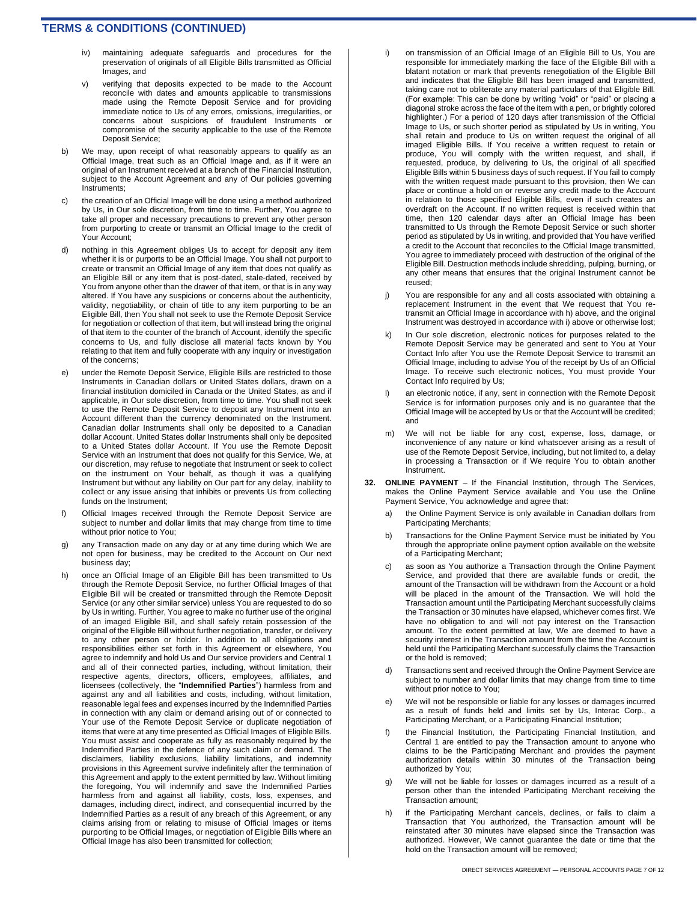## TERMS & CONDITIONS (CONTINUED)

iv) maintaining adequate safeguards and procedures for the preservation of originals of all Eligible Bills transmitted as Official Images, and

v) verifying that deposits expected to be made to the Account reconcile with dates and amounts applicable to transmissions made using the Remote Deposit Service and for providing immediate notice to Us of any errors, omissions, irregularities, or concerns about suspicions of fraudulent Instruments or compromise of the security applicable to the use of the Remote Deposit Service;

b) We may, upon receipt of what reasonably appears to qualify as an Official Image, treat such as an Official Image and, as if it were an original of an Instrument received at a branch of the Financial Institution, subject to the Account Agreement and any of Our policies governing Instruments;

c) the creation of an Official Image will be done using a method authorized by Us, in Our sole discretion, from time to time. Further, You agree to take all proper and necessary precautions to prevent any other person from purporting to create or transmit an Official Image to the credit of Your Account;

d) nothing in this Agreement obliges Us to accept for deposit any item whether it is or purports to be an Official Image. You shall not purport to create or transmit an Official Image of any item that does not qualify as an Eligible Bill or any item that is post-dated, stale-dated, received by You from anyone other than the drawer of that item, or that is in any way altered. If You have any suspicions or concerns about the authenticity, validity, negotiability, or chain of title to any item purporting to be an Eligible Bill, then You shall not seek to use the Remote Deposit Service for negotiation or collection of that item, but will instead bring the original of that item to the counter of the branch of Account, identify the specific concerns to Us, and fully disclose all material facts known by You relating to that item and fully cooperate with any inquiry or investigation of the concerns;

e) under the Remote Deposit Service, Eligible Bills are restricted to those Instruments in Canadian dollars or United States dollars, drawn on a financial institution domiciled in Canada or the United States, as and if applicable, in Our sole discretion, from time to time. You shall not seek to use the Remote Deposit Service to deposit any Instrument into an Account different than the currency denominated on the Instrument. Canadian dollar Instruments shall only be deposited to a Canadian dollar Account. United States dollar Instruments shall only be deposited to a United States dollar Account. If You use the Remote Deposit Service with an Instrument that does not qualify for this Service, We, at our discretion, may refuse to negotiate that Instrument or seek to collect on the instrument on Your behalf, as though it was a qualifying Instrument but without any liability on Our part for any delay, inability to collect or any issue arising that inhibits or prevents Us from collecting funds on the Instrument;

f) Official Images received through the Remote Deposit Service are subject to number and dollar limits that may change from time to time without prior notice to You;

g) any Transaction made on any day or at any time during which We are not open for business, may be credited to the Account on Our next business day;

h) once an Official Image of an Eligible Bill has been transmitted to Us through the Remote Deposit Service, no further Official Images of that Eligible Bill will be created or transmitted through the Remote Deposit Service (or any other similar service) unless You are requested to do so by Us in writing. Further, You agree to make no further use of the original of an imaged Eligible Bill, and shall safely retain possession of the original of the Eligible Bill without further negotiation, transfer, or delivery to any other person or holder. In addition to all obligations and responsibilities either set forth in this Agreement or elsewhere, You agree to indemnify and hold Us and Our service providers and Central 1 and all of their connected parties, including, without limitation, their respective agents, directors, officers, employees, affiliates, and licensees (collectively, the "**Indemnified Parties**") harmless from and against any and all liabilities and costs, including, without limitation, reasonable legal fees and expenses incurred by the Indemnified Parties in connection with any claim or demand arising out of or connected to Your use of the Remote Deposit Service or duplicate negotiation of items that were at any time presented as Official Images of Eligible Bills. You must assist and cooperate as fully as reasonably required by the Indemnified Parties in the defence of any such claim or demand. The disclaimers, liability exclusions, liability limitations, and indemnity provisions in this Agreement survive indefinitely after the termination of this Agreement and apply to the extent permitted by law. Without limiting the foregoing, You will indemnify and save the Indemnified Parties harmless from and against all liability, costs, loss, expenses, and damages, including direct, indirect, and consequential incurred by the Indemnified Parties as a result of any breach of this Agreement, or any claims arising from or relating to misuse of Official Images or items purporting to be Official Images, or negotiation of Eligible Bills where an Official Image has also been transmitted for collection;

i) on transmission of an Official Image of an Eligible Bill to Us, You are responsible for immediately marking the face of the Eligible Bill with a blatant notation or mark that prevents renegotiation of the Eligible Bill and indicates that the Eligible Bill has been imaged and transmitted, taking care not to obliterate any material particulars of that Eligible Bill. (For example: This can be done by writing "void" or "paid" or placing a diagonal stroke across the face of the item with a pen, or brightly colored highlighter.) For a period of 120 days after transmission of the Official Image to Us, or such shorter period as stipulated by Us in writing, You shall retain and produce to Us on written request the original of all imaged Eligible Bills. If You receive a written request to retain or produce, You will comply with the written request, and shall, if requested, produce, by delivering to Us, the original of all specified Eligible Bills within 5 business days of such request. If You fail to comply with the written request made pursuant to this provision, then We can place or continue a hold on or reverse any credit made to the Account in relation to those specified Eligible Bills, even if such creates an overdraft on the Account. If no written request is received within that time, then 120 calendar days after an Official Image has been transmitted to Us through the Remote Deposit Service or such shorter period as stipulated by Us in writing, and provided that You have verified a credit to the Account that reconciles to the Official Image transmitted, You agree to immediately proceed with destruction of the original of the Eligible Bill. Destruction methods include shredding, pulping, burning, or any other means that ensures that the original Instrument cannot be reused;

j) You are responsible for any and all costs associated with obtaining a replacement Instrument in the event that We request that You re-transmit an Official Image in accordance with h) above, and the original Instrument was destroyed in accordance with i) above or otherwise lost;

k) In Our sole discretion, electronic notices for purposes related to the Remote Deposit Service may be generated and sent to You at Your Contact Info after You use the Remote Deposit Service to transmit an Official Image, including to advise You of the receipt by Us of an Official Image. To receive such electronic notices, You must provide Your Contact Info required by Us;

l) an electronic notice, if any, sent in connection with the Remote Deposit Service is for information purposes only and is no guarantee that the Official Image will be accepted by Us or that the Account will be credited; and

m) We will not be liable for any cost, expense, loss, damage, or inconvenience of any nature or kind whatsoever arising as a result of use of the Remote Deposit Service, including, but not limited to, a delay in processing a Transaction or if We require You to obtain another Instrument.

**32. ONLINE PAYMENT** – If the Financial Institution, through The Services, makes the Online Payment Service available and You use the Online Payment Service, You acknowledge and agree that:

a) the Online Payment Service is only available in Canadian dollars from Participating Merchants;

b) Transactions for the Online Payment Service must be initiated by You through the appropriate online payment option available on the website of a Participating Merchant;

c) as soon as You authorize a Transaction through the Online Payment Service, and provided that there are available funds or credit, the amount of the Transaction will be withdrawn from the Account or a hold will be placed in the amount of the Transaction. We will hold the Transaction amount until the Participating Merchant successfully claims the Transaction or 30 minutes have elapsed, whichever comes first. We have no obligation to and will not pay interest on the Transaction amount. To the extent permitted at law, We are deemed to have a security interest in the Transaction amount from the time the Account is held until the Participating Merchant successfully claims the Transaction or the hold is removed;

d) Transactions sent and received through the Online Payment Service are subject to number and dollar limits that may change from time to time without prior notice to You;

e) We will not be responsible or liable for any losses or damages incurred as a result of funds held and limits set by Us, Interac Corp., a Participating Merchant, or a Participating Financial Institution;

f) the Financial Institution, the Participating Financial Institution, and Central 1 are entitled to pay the Transaction amount to anyone who claims to be the Participating Merchant and provides the payment authorization details within 30 minutes of the Transaction being authorized by You;

g) We will not be liable for losses or damages incurred as a result of a person other than the intended Participating Merchant receiving the Transaction amount;

h) if the Participating Merchant cancels, declines, or fails to claim a Transaction that You authorized, the Transaction amount will be reinstated after 30 minutes have elapsed since the Transaction was authorized. However, We cannot guarantee the date or time that the hold on the Transaction amount will be removed;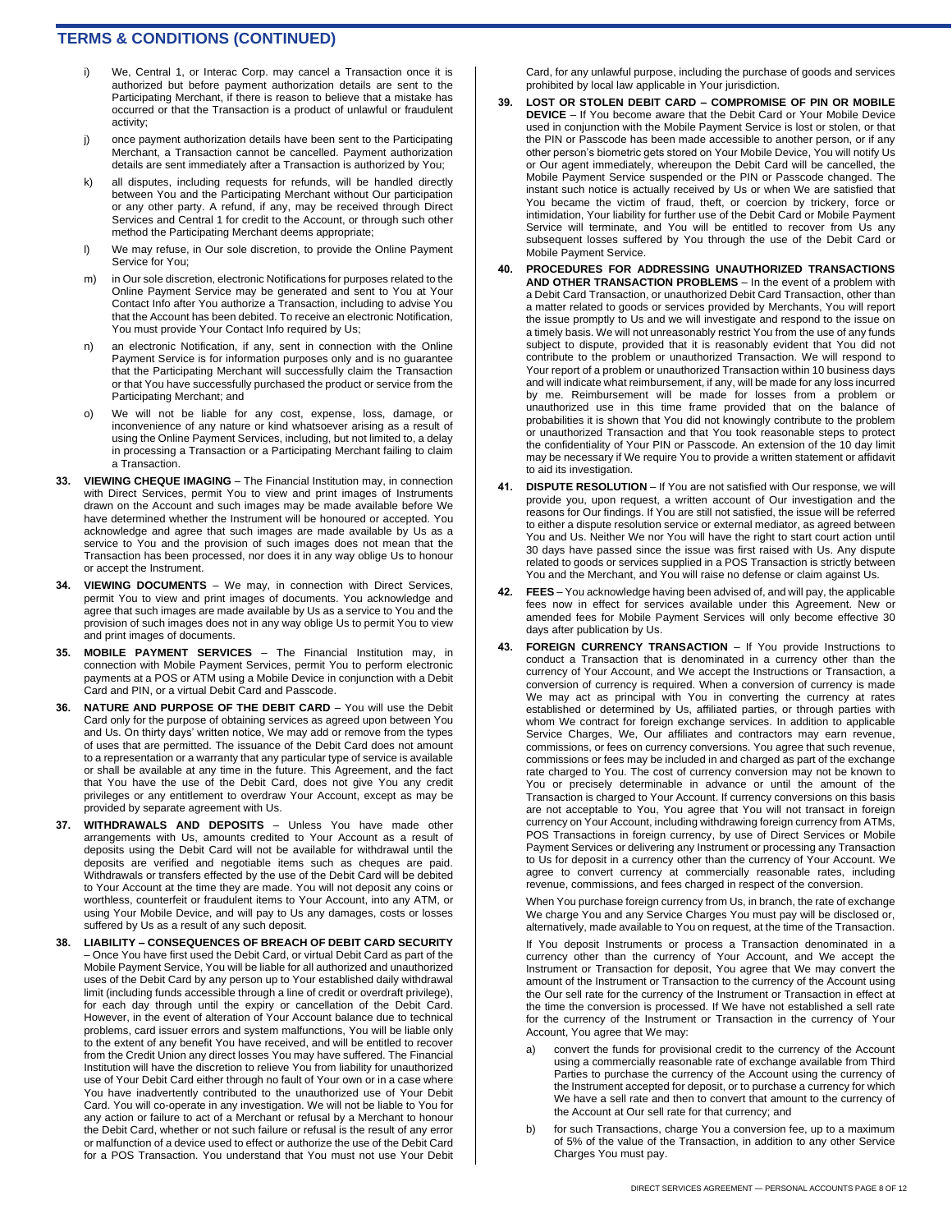## TERMS & CONDITIONS (CONTINUED)

i) We, Central 1, or Interac Corp. may cancel a Transaction once it is authorized but before payment authorization details are sent to the Participating Merchant, if there is reason to believe that a mistake has occurred or that the Transaction is a product of unlawful or fraudulent activity;

j) once payment authorization details have been sent to the Participating Merchant, a Transaction cannot be cancelled. Payment authorization details are sent immediately after a Transaction is authorized by You;

k) all disputes, including requests for refunds, will be handled directly between You and the Participating Merchant without Our participation or any other party. A refund, if any, may be received through Direct Services and Central 1 for credit to the Account, or through such other method the Participating Merchant deems appropriate;

l) We may refuse, in Our sole discretion, to provide the Online Payment Service for You;

m) in Our sole discretion, electronic Notifications for purposes related to the Online Payment Service may be generated and sent to You at Your Contact Info after You authorize a Transaction, including to advise You that the Account has been debited. To receive an electronic Notification, You must provide Your Contact Info required by Us;

n) an electronic Notification, if any, sent in connection with the Online Payment Service is for information purposes only and is no guarantee that the Participating Merchant will successfully claim the Transaction or that You have successfully purchased the product or service from the Participating Merchant; and

o) We will not be liable for any cost, expense, loss, damage, or inconvenience of any nature or kind whatsoever arising as a result of using the Online Payment Services, including, but not limited to, a delay in processing a Transaction or a Participating Merchant failing to claim a Transaction.

**33. VIEWING CHEQUE IMAGING** – The Financial Institution may, in connection with Direct Services, permit You to view and print images of Instruments drawn on the Account and such images may be made available before We have determined whether the Instrument will be honoured or accepted. You acknowledge and agree that such images are made available by Us as a service to You and the provision of such images does not mean that the Transaction has been processed, nor does it in any way oblige Us to honour or accept the Instrument.

**34. VIEWING DOCUMENTS** – We may, in connection with Direct Services, permit You to view and print images of documents. You acknowledge and agree that such images are made available by Us as a service to You and the provision of such images does not in any way oblige Us to permit You to view and print images of documents.

**35. MOBILE PAYMENT SERVICES** – The Financial Institution may, in connection with Mobile Payment Services, permit You to perform electronic payments at a POS or ATM using a Mobile Device in conjunction with a Debit Card and PIN, or a virtual Debit Card and Passcode.

**36. NATURE AND PURPOSE OF THE DEBIT CARD** – You will use the Debit Card only for the purpose of obtaining services as agreed upon between You and Us. On thirty days' written notice, We may add or remove from the types of uses that are permitted. The issuance of the Debit Card does not amount to a representation or a warranty that any particular type of service is available or shall be available at any time in the future. This Agreement, and the fact that You have the use of the Debit Card, does not give You any credit privileges or any entitlement to overdraw Your Account, except as may be provided by separate agreement with Us.

**37. WITHDRAWALS AND DEPOSITS** – Unless You have made other arrangements with Us, amounts credited to Your Account as a result of deposits using the Debit Card will not be available for withdrawal until the deposits are verified and negotiable items such as cheques are paid. Withdrawals or transfers effected by the use of the Debit Card will be debited to Your Account at the time they are made. You will not deposit any coins or worthless, counterfeit or fraudulent items to Your Account, into any ATM, or using Your Mobile Device, and will pay to Us any damages, costs or losses suffered by Us as a result of any such deposit.

**38. LIABILITY – CONSEQUENCES OF BREACH OF DEBIT CARD SECURITY** – Once You have first used the Debit Card, or virtual Debit Card as part of the Mobile Payment Service, You will be liable for all authorized and unauthorized uses of the Debit Card by any person up to Your established daily withdrawal limit (including funds accessible through a line of credit or overdraft privilege), for each day through until the expiry or cancellation of the Debit Card. However, in the event of alteration of Your Account balance due to technical problems, card issuer errors and system malfunctions, You will be liable only to the extent of any benefit You have received, and will be entitled to recover from the Credit Union any direct losses You may have suffered. The Financial Institution will have the discretion to relieve You from liability for unauthorized use of Your Debit Card either through no fault of Your own or in a case where You have inadvertently contributed to the unauthorized use of Your Debit Card. You will co-operate in any investigation. We will not be liable to You for any action or failure to act of a Merchant or refusal by a Merchant to honour the Debit Card, whether or not such failure or refusal is the result of any error or malfunction of a device used to effect or authorize the use of the Debit Card for a POS Transaction. You understand that You must not use Your Debit Card, for any unlawful purpose, including the purchase of goods and services prohibited by local law applicable in Your jurisdiction.

**39. LOST OR STOLEN DEBIT CARD – COMPROMISE OF PIN OR MOBILE DEVICE** – If You become aware that the Debit Card or Your Mobile Device used in conjunction with the Mobile Payment Service is lost or stolen, or that the PIN or Passcode has been made accessible to another person, or if any other person's biometric gets stored on Your Mobile Device, You will notify Us or Our agent immediately, whereupon the Debit Card will be cancelled, the Mobile Payment Service suspended or the PIN or Passcode changed. The instant such notice is actually received by Us or when We are satisfied that You became the victim of fraud, theft, or coercion by trickery, force or intimidation, Your liability for further use of the Debit Card or Mobile Payment Service will terminate, and You will be entitled to recover from Us any subsequent losses suffered by You through the use of the Debit Card or Mobile Payment Service.

**40. PROCEDURES FOR ADDRESSING UNAUTHORIZED TRANSACTIONS AND OTHER TRANSACTION PROBLEMS** – In the event of a problem with a Debit Card Transaction, or unauthorized Debit Card Transaction, other than a matter related to goods or services provided by Merchants, You will report the issue promptly to Us and we will investigate and respond to the issue on a timely basis. We will not unreasonably restrict You from the use of any funds subject to dispute, provided that it is reasonably evident that You did not contribute to the problem or unauthorized Transaction. We will respond to Your report of a problem or unauthorized Transaction within 10 business days and will indicate what reimbursement, if any, will be made for any loss incurred by me. Reimbursement will be made for losses from a problem or unauthorized use in this time frame provided that on the balance of probabilities it is shown that You did not knowingly contribute to the problem or unauthorized Transaction and that You took reasonable steps to protect the confidentiality of Your PIN or Passcode. An extension of the 10 day limit may be necessary if We require You to provide a written statement or affidavit to aid its investigation.

**41. DISPUTE RESOLUTION** – If You are not satisfied with Our response, we will provide you, upon request, a written account of Our investigation and the reasons for Our findings. If You are still not satisfied, the issue will be referred to either a dispute resolution service or external mediator, as agreed between You and Us. Neither We nor You will have the right to start court action until 30 days have passed since the issue was first raised with Us. Any dispute related to goods or services supplied in a POS Transaction is strictly between You and the Merchant, and You will raise no defense or claim against Us.

**42. FEES** – You acknowledge having been advised of, and will pay, the applicable fees now in effect for services available under this Agreement. New or amended fees for Mobile Payment Services will only become effective 30 days after publication by Us.

**43. FOREIGN CURRENCY TRANSACTION** – If You provide Instructions to conduct a Transaction that is denominated in a currency other than the currency of Your Account, and We accept the Instructions or Transaction, a conversion of currency is required. When a conversion of currency is made We may act as principal with You in converting the currency at rates established or determined by Us, affiliated parties, or through parties with whom We contract for foreign exchange services. In addition to applicable Service Charges, We, Our affiliates and contractors may earn revenue, commissions, or fees on currency conversions. You agree that such revenue, commissions or fees may be included in and charged as part of the exchange rate charged to You. The cost of currency conversion may not be known to You or precisely determinable in advance or until the amount of the Transaction is charged to Your Account. If currency conversions on this basis are not acceptable to You, You agree that You will not transact in foreign currency on Your Account, including withdrawing foreign currency from ATMs, POS Transactions in foreign currency, by use of Direct Services or Mobile Payment Services or delivering any Instrument or processing any Transaction to Us for deposit in a currency other than the currency of Your Account. We agree to convert currency at commercially reasonable rates, including revenue, commissions, and fees charged in respect of the conversion.

When You purchase foreign currency from Us, in branch, the rate of exchange We charge You and any Service Charges You must pay will be disclosed or, alternatively, made available to You on request, at the time of the Transaction.

If You deposit Instruments or process a Transaction denominated in a currency other than the currency of Your Account, and We accept the Instrument or Transaction for deposit, You agree that We may convert the amount of the Instrument or Transaction to the currency of the Account using the Our sell rate for the currency of the Instrument or Transaction in effect at the time the conversion is processed. If We have not established a sell rate for the currency of the Instrument or Transaction in the currency of Your Account, You agree that We may:

a) convert the funds for provisional credit to the currency of the Account using a commercially reasonable rate of exchange available from Third Parties to purchase the currency of the Account using the currency of the Instrument accepted for deposit, or to purchase a currency for which We have a sell rate and then to convert that amount to the currency of the Account at Our sell rate for that currency; and

b) for such Transactions, charge You a conversion fee, up to a maximum of 5% of the value of the Transaction, in addition to any other Service Charges You must pay.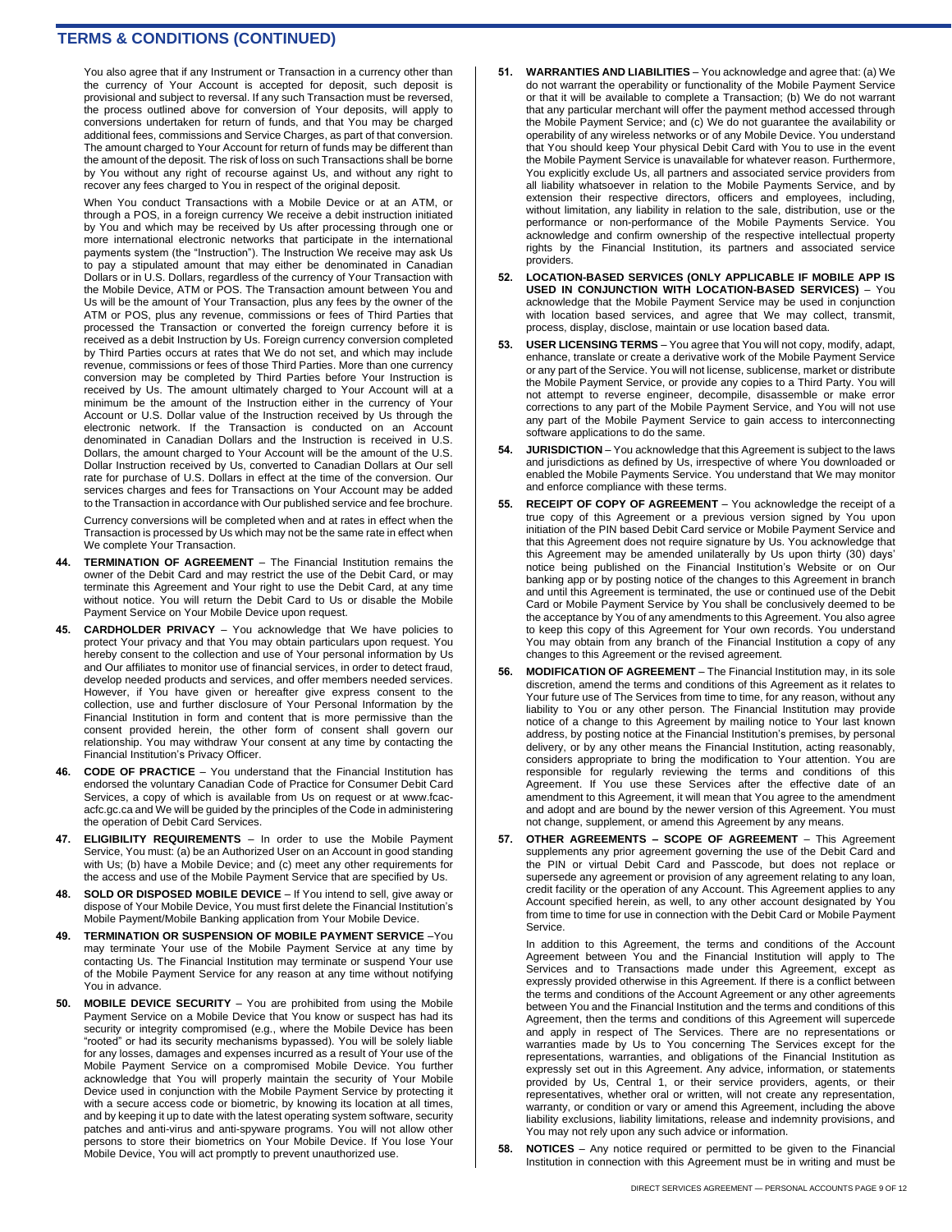## TERMS & CONDITIONS (CONTINUED)

You also agree that if any Instrument or Transaction in a currency other than the currency of Your Account is accepted for deposit, such deposit is provisional and subject to reversal. If any such Transaction must be reversed, the process outlined above for conversion of Your deposits, will apply to conversions undertaken for return of funds, and that You may be charged additional fees, commissions and Service Charges, as part of that conversion. The amount charged to Your Account for return of funds may be different than the amount of the deposit. The risk of loss on such Transactions shall be borne by You without any right of recourse against Us, and without any right to recover any fees charged to You in respect of the original deposit.

When You conduct Transactions with a Mobile Device or at an ATM, or through a POS, in a foreign currency We receive a debit instruction initiated by You and which may be received by Us after processing through one or more international electronic networks that participate in the international payments system (the "Instruction"). The Instruction We receive may ask Us to pay a stipulated amount that may either be denominated in Canadian Dollars or in U.S. Dollars, regardless of the currency of Your Transaction with the Mobile Device, ATM or POS. The Transaction amount between You and Us will be the amount of Your Transaction, plus any fees by the owner of the ATM or POS, plus any revenue, commissions or fees of Third Parties that processed the Transaction or converted the foreign currency before it is received as a debit Instruction by Us. Foreign currency conversion completed by Third Parties occurs at rates that We do not set, and which may include revenue, commissions or fees of those Third Parties. More than one currency conversion may be completed by Third Parties before Your Instruction is received by Us. The amount ultimately charged to Your Account will at a minimum be the amount of the Instruction either in the currency of Your Account or U.S. Dollar value of the Instruction received by Us through the electronic network. If the Transaction is conducted on an Account denominated in Canadian Dollars and the Instruction is received in U.S. Dollars, the amount charged to Your Account will be the amount of the U.S. Dollar Instruction received by Us, converted to Canadian Dollars at Our sell rate for purchase of U.S. Dollars in effect at the time of the conversion. Our services charges and fees for Transactions on Your Account may be added to the Transaction in accordance with Our published service and fee brochure.

Currency conversions will be completed when and at rates in effect when the Transaction is processed by Us which may not be the same rate in effect when We complete Your Transaction.

44. **TERMINATION OF AGREEMENT** – The Financial Institution remains the owner of the Debit Card and may restrict the use of the Debit Card, or may terminate this Agreement and Your right to use the Debit Card, at any time without notice. You will return the Debit Card to Us or disable the Mobile Payment Service on Your Mobile Device upon request.

45. **CARDHOLDER PRIVACY** – You acknowledge that We have policies to protect Your privacy and that You may obtain particulars upon request. You hereby consent to the collection and use of Your personal information by Us and Our affiliates to monitor use of financial services, in order to detect fraud, develop needed products and services, and offer members needed services. However, if You have given or hereafter give express consent to the collection, use and further disclosure of Your Personal Information by the Financial Institution in form and content that is more permissive than the consent provided herein, the other form of consent shall govern our relationship. You may withdraw Your consent at any time by contacting the Financial Institution's Privacy Officer.

46. **CODE OF PRACTICE** – You understand that the Financial Institution has endorsed the voluntary Canadian Code of Practice for Consumer Debit Card Services, a copy of which is available from Us on request or at www.fcac-acfc.gc.ca and We will be guided by the principles of the Code in administering the operation of Debit Card Services.

47. **ELIGIBILITY REQUIREMENTS** – In order to use the Mobile Payment Service, You must: (a) be an Authorized User on an Account in good standing with Us; (b) have a Mobile Device; and (c) meet any other requirements for the access and use of the Mobile Payment Service that are specified by Us.

48. **SOLD OR DISPOSED MOBILE DEVICE** – If You intend to sell, give away or dispose of Your Mobile Device, You must first delete the Financial Institution's Mobile Payment/Mobile Banking application from Your Mobile Device.

49. **TERMINATION OR SUSPENSION OF MOBILE PAYMENT SERVICE** –You may terminate Your use of the Mobile Payment Service at any time by contacting Us. The Financial Institution may terminate or suspend Your use of the Mobile Payment Service for any reason at any time without notifying You in advance.

50. **MOBILE DEVICE SECURITY** – You are prohibited from using the Mobile Payment Service on a Mobile Device that You know or suspect has had its security or integrity compromised (e.g., where the Mobile Device has been "rooted" or had its security mechanisms bypassed). You will be solely liable for any losses, damages and expenses incurred as a result of Your use of the Mobile Payment Service on a compromised Mobile Device. You further acknowledge that You will properly maintain the security of Your Mobile Device used in conjunction with the Mobile Payment Service by protecting it with a secure access code or biometric, by knowing its location at all times, and by keeping it up to date with the latest operating system software, security patches and anti-virus and anti-spyware programs. You will not allow other persons to store their biometrics on Your Mobile Device. If You lose Your Mobile Device, You will act promptly to prevent unauthorized use.

51. **WARRANTIES AND LIABILITIES** – You acknowledge and agree that: (a) We do not warrant the operability or functionality of the Mobile Payment Service or that it will be available to complete a Transaction; (b) We do not warrant that any particular merchant will offer the payment method accessed through the Mobile Payment Service; and (c) We do not guarantee the availability or operability of any wireless networks or of any Mobile Device. You understand that You should keep Your physical Debit Card with You to use in the event the Mobile Payment Service is unavailable for whatever reason. Furthermore, You explicitly exclude Us, all partners and associated service providers from all liability whatsoever in relation to the Mobile Payments Service, and by extension their respective directors, officers and employees, including, without limitation, any liability in relation to the sale, distribution, use or the performance or non-performance of the Mobile Payments Service. You acknowledge and confirm ownership of the respective intellectual property rights by the Financial Institution, its partners and associated service providers.

52. **LOCATION-BASED SERVICES (ONLY APPLICABLE IF MOBILE APP IS USED IN CONJUNCTION WITH LOCATION-BASED SERVICES)** – You acknowledge that the Mobile Payment Service may be used in conjunction with location based services, and agree that We may collect, transmit, process, display, disclose, maintain or use location based data.

53. **USER LICENSING TERMS** – You agree that You will not copy, modify, adapt, enhance, translate or create a derivative work of the Mobile Payment Service or any part of the Service. You will not license, sublicense, market or distribute the Mobile Payment Service, or provide any copies to a Third Party. You will not attempt to reverse engineer, decompile, disassemble or make error corrections to any part of the Mobile Payment Service, and You will not use any part of the Mobile Payment Service to gain access to interconnecting software applications to do the same.

54. **JURISDICTION** – You acknowledge that this Agreement is subject to the laws and jurisdictions as defined by Us, irrespective of where You downloaded or enabled the Mobile Payments Service. You understand that We may monitor and enforce compliance with these terms.

55. **RECEIPT OF COPY OF AGREEMENT** – You acknowledge the receipt of a true copy of this Agreement or a previous version signed by You upon initiation of the PIN based Debit Card service or Mobile Payment Service and that this Agreement does not require signature by Us. You acknowledge that this Agreement may be amended unilaterally by Us upon thirty (30) days' notice being published on the Financial Institution's Website or on Our banking app or by posting notice of the changes to this Agreement in branch and until this Agreement is terminated, the use or continued use of the Debit Card or Mobile Payment Service by You shall be conclusively deemed to be the acceptance by You of any amendments to this Agreement. You also agree to keep this copy of this Agreement for Your own records. You understand You may obtain from any branch of the Financial Institution a copy of any changes to this Agreement or the revised agreement.

56. **MODIFICATION OF AGREEMENT** – The Financial Institution may, in its sole discretion, amend the terms and conditions of this Agreement as it relates to Your future use of The Services from time to time, for any reason, without any liability to You or any other person. The Financial Institution may provide notice of a change to this Agreement by mailing notice to Your last known address, by posting notice at the Financial Institution's premises, by personal delivery, or by any other means the Financial Institution, acting reasonably, considers appropriate to bring the modification to Your attention. You are responsible for regularly reviewing the terms and conditions of this Agreement. If You use these Services after the effective date of an amendment to this Agreement, it will mean that You agree to the amendment and adopt and are bound by the newer version of this Agreement. You must not change, supplement, or amend this Agreement by any means.

57. **OTHER AGREEMENTS – SCOPE OF AGREEMENT** – This Agreement supplements any prior agreement governing the use of the Debit Card and the PIN or virtual Debit Card and Passcode, but does not replace or supersede any agreement or provision of any agreement relating to any loan, credit facility or the operation of any Account. This Agreement applies to any Account specified herein, as well, to any other account designated by You from time to time for use in connection with the Debit Card or Mobile Payment Service.

    In addition to this Agreement, the terms and conditions of the Account Agreement between You and the Financial Institution will apply to The Services and to Transactions made under this Agreement, except as expressly provided otherwise in this Agreement. If there is a conflict between the terms and conditions of the Account Agreement or any other agreements between You and the Financial Institution and the terms and conditions of this Agreement, then the terms and conditions of this Agreement will supercede and apply in respect of The Services. There are no representations or warranties made by Us to You concerning The Services except for the representations, warranties, and obligations of the Financial Institution as expressly set out in this Agreement. Any advice, information, or statements provided by Us, Central 1, or their service providers, agents, or their representatives, whether oral or written, will not create any representation, warranty, or condition or vary or amend this Agreement, including the above liability exclusions, liability limitations, release and indemnity provisions, and You may not rely upon any such advice or information.

58. **NOTICES** – Any notice required or permitted to be given to the Financial Institution in connection with this Agreement must be in writing and must be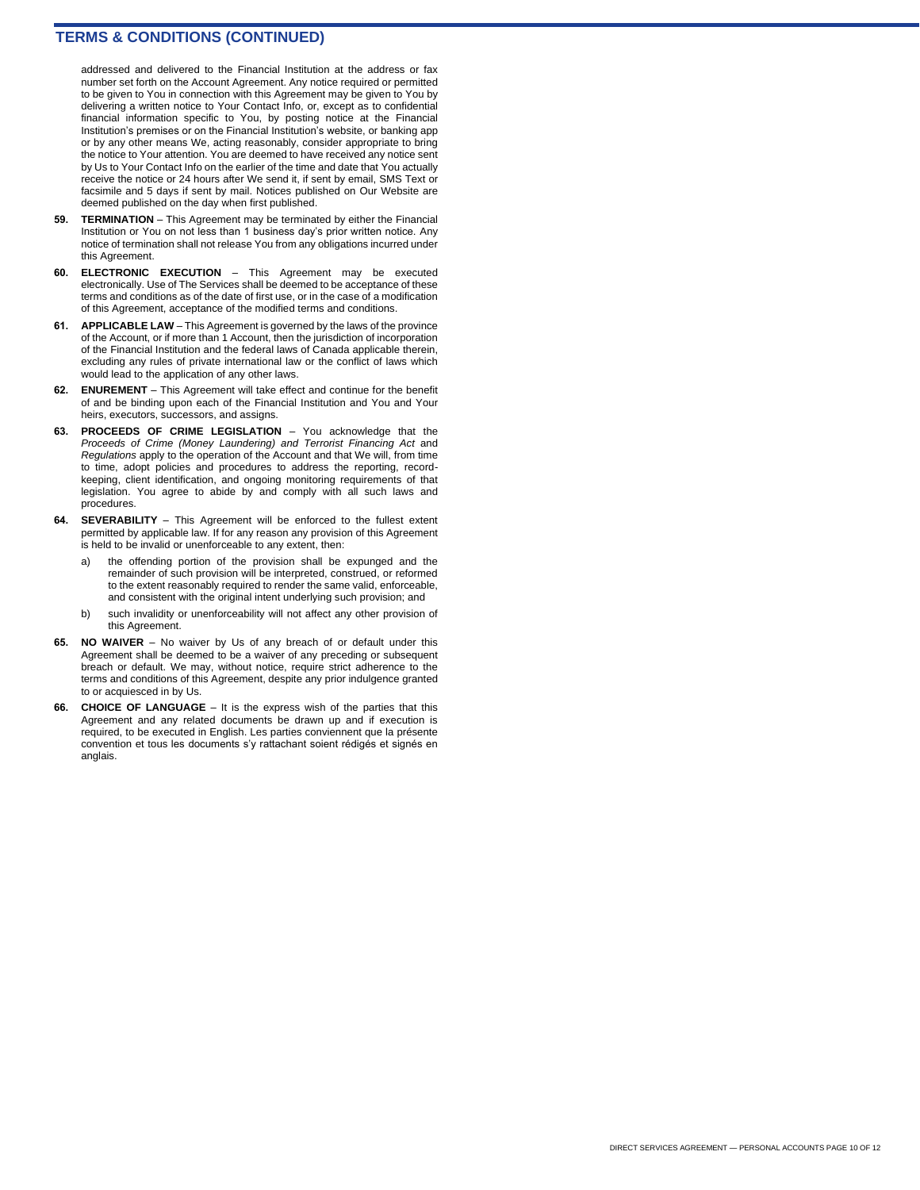## TERMS & CONDITIONS (CONTINUED)

addressed and delivered to the Financial Institution at the address or fax number set forth on the Account Agreement. Any notice required or permitted to be given to You in connection with this Agreement may be given to You by delivering a written notice to Your Contact Info, or, except as to confidential financial information specific to You, by posting notice at the Financial Institution's premises or on the Financial Institution's website, or banking app or by any other means We, acting reasonably, consider appropriate to bring the notice to Your attention. You are deemed to have received any notice sent by Us to Your Contact Info on the earlier of the time and date that You actually receive the notice or 24 hours after We send it, if sent by email, SMS Text or facsimile and 5 days if sent by mail. Notices published on Our Website are deemed published on the day when first published.

59. **TERMINATION** – This Agreement may be terminated by either the Financial Institution or You on not less than 1 business day's prior written notice. Any notice of termination shall not release You from any obligations incurred under this Agreement.

60. **ELECTRONIC EXECUTION** – This Agreement may be executed electronically. Use of The Services shall be deemed to be acceptance of these terms and conditions as of the date of first use, or in the case of a modification of this Agreement, acceptance of the modified terms and conditions.

61. **APPLICABLE LAW** – This Agreement is governed by the laws of the province of the Account, or if more than 1 Account, then the jurisdiction of incorporation of the Financial Institution and the federal laws of Canada applicable therein, excluding any rules of private international law or the conflict of laws which would lead to the application of any other laws.

62. **ENUREMENT** – This Agreement will take effect and continue for the benefit of and be binding upon each of the Financial Institution and You and Your heirs, executors, successors, and assigns.

63. **PROCEEDS OF CRIME LEGISLATION** – You acknowledge that the *Proceeds of Crime (Money Laundering) and Terrorist Financing Act* and *Regulations* apply to the operation of the Account and that We will, from time to time, adopt policies and procedures to address the reporting, record-keeping, client identification, and ongoing monitoring requirements of that legislation. You agree to abide by and comply with all such laws and procedures.

64. **SEVERABILITY** – This Agreement will be enforced to the fullest extent permitted by applicable law. If for any reason any provision of this Agreement is held to be invalid or unenforceable to any extent, then:

    a) the offending portion of the provision shall be expunged and the remainder of such provision will be interpreted, construed, or reformed to the extent reasonably required to render the same valid, enforceable, and consistent with the original intent underlying such provision; and

    b) such invalidity or unenforceability will not affect any other provision of this Agreement.

65. **NO WAIVER** – No waiver by Us of any breach of or default under this Agreement shall be deemed to be a waiver of any preceding or subsequent breach or default. We may, without notice, require strict adherence to the terms and conditions of this Agreement, despite any prior indulgence granted to or acquiesced in by Us.

66. **CHOICE OF LANGUAGE** – It is the express wish of the parties that this Agreement and any related documents be drawn up and if execution is required, to be executed in English. Les parties conviennent que la présente convention et tous les documents s'y rattachant soient rédigés et signés en anglais.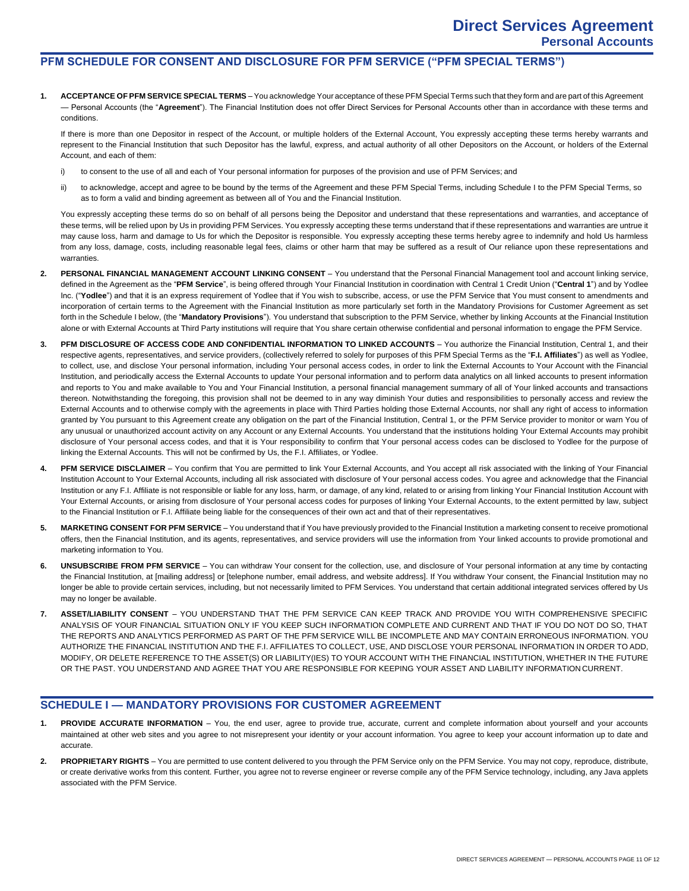## PFM SCHEDULE FOR CONSENT AND DISCLOSURE FOR PFM SERVICE ("PFM SPECIAL TERMS")

1. **ACCEPTANCE OF PFM SERVICE SPECIAL TERMS** – You acknowledge Your acceptance of these PFM Special Terms such that they form and are part of this Agreement — Personal Accounts (the "**Agreement**"). The Financial Institution does not offer Direct Services for Personal Accounts other than in accordance with these terms and conditions.

   If there is more than one Depositor in respect of the Account, or multiple holders of the External Account, You expressly accepting these terms hereby warrants and represent to the Financial Institution that such Depositor has the lawful, express, and actual authority of all other Depositors on the Account, or holders of the External Account, and each of them:

   i) to consent to the use of all and each of Your personal information for purposes of the provision and use of PFM Services; and

   ii) to acknowledge, accept and agree to be bound by the terms of the Agreement and these PFM Special Terms, including Schedule I to the PFM Special Terms, so as to form a valid and binding agreement as between all of You and the Financial Institution.

   You expressly accepting these terms do so on behalf of all persons being the Depositor and understand that these representations and warranties, and acceptance of these terms, will be relied upon by Us in providing PFM Services. You expressly accepting these terms understand that if these representations and warranties are untrue it may cause loss, harm and damage to Us for which the Depositor is responsible. You expressly accepting these terms hereby agree to indemnify and hold Us harmless from any loss, damage, costs, including reasonable legal fees, claims or other harm that may be suffered as a result of Our reliance upon these representations and warranties.

2. **PERSONAL FINANCIAL MANAGEMENT ACCOUNT LINKING CONSENT** – You understand that the Personal Financial Management tool and account linking service, defined in the Agreement as the "**PFM Service**", is being offered through Your Financial Institution in coordination with Central 1 Credit Union ("**Central 1**") and by Yodlee Inc. ("**Yodlee**") and that it is an express requirement of Yodlee that if You wish to subscribe, access, or use the PFM Service that You must consent to amendments and incorporation of certain terms to the Agreement with the Financial Institution as more particularly set forth in the Mandatory Provisions for Customer Agreement as set forth in the Schedule I below, (the "**Mandatory Provisions**"). You understand that subscription to the PFM Service, whether by linking Accounts at the Financial Institution alone or with External Accounts at Third Party institutions will require that You share certain otherwise confidential and personal information to engage the PFM Service.

3. **PFM DISCLOSURE OF ACCESS CODE AND CONFIDENTIAL INFORMATION TO LINKED ACCOUNTS** – You authorize the Financial Institution, Central 1, and their respective agents, representatives, and service providers, (collectively referred to solely for purposes of this PFM Special Terms as the "**F.I. Affiliates**") as well as Yodlee, to collect, use, and disclose Your personal information, including Your personal access codes, in order to link the External Accounts to Your Account with the Financial Institution, and periodically access the External Accounts to update Your personal information and to perform data analytics on all linked accounts to present information and reports to You and make available to You and Your Financial Institution, a personal financial management summary of all of Your linked accounts and transactions thereon. Notwithstanding the foregoing, this provision shall not be deemed to in any way diminish Your duties and responsibilities to personally access and review the External Accounts and to otherwise comply with the agreements in place with Third Parties holding those External Accounts, nor shall any right of access to information granted by You pursuant to this Agreement create any obligation on the part of the Financial Institution, Central 1, or the PFM Service provider to monitor or warn You of any unusual or unauthorized account activity on any Account or any External Accounts. You understand that the institutions holding Your External Accounts may prohibit disclosure of Your personal access codes, and that it is Your responsibility to confirm that Your personal access codes can be disclosed to Yodlee for the purpose of linking the External Accounts. This will not be confirmed by Us, the F.I. Affiliates, or Yodlee.

4. **PFM SERVICE DISCLAIMER** – You confirm that You are permitted to link Your External Accounts, and You accept all risk associated with the linking of Your Financial Institution Account to Your External Accounts, including all risk associated with disclosure of Your personal access codes. You agree and acknowledge that the Financial Institution or any F.I. Affiliate is not responsible or liable for any loss, harm, or damage, of any kind, related to or arising from linking Your Financial Institution Account with Your External Accounts, or arising from disclosure of Your personal access codes for purposes of linking Your External Accounts, to the extent permitted by law, subject to the Financial Institution or F.I. Affiliate being liable for the consequences of their own act and that of their representatives.

5. **MARKETING CONSENT FOR PFM SERVICE** – You understand that if You have previously provided to the Financial Institution a marketing consent to receive promotional offers, then the Financial Institution, and its agents, representatives, and service providers will use the information from Your linked accounts to provide promotional and marketing information to You.

6. **UNSUBSCRIBE FROM PFM SERVICE** – You can withdraw Your consent for the collection, use, and disclosure of Your personal information at any time by contacting the Financial Institution, at [mailing address] or [telephone number, email address, and website address]. If You withdraw Your consent, the Financial Institution may no longer be able to provide certain services, including, but not necessarily limited to PFM Services. You understand that certain additional integrated services offered by Us may no longer be available.

7. **ASSET/LIABILITY CONSENT** – YOU UNDERSTAND THAT THE PFM SERVICE CAN KEEP TRACK AND PROVIDE YOU WITH COMPREHENSIVE SPECIFIC ANALYSIS OF YOUR FINANCIAL SITUATION ONLY IF YOU KEEP SUCH INFORMATION COMPLETE AND CURRENT AND THAT IF YOU DO NOT DO SO, THAT THE REPORTS AND ANALYTICS PERFORMED AS PART OF THE PFM SERVICE WILL BE INCOMPLETE AND MAY CONTAIN ERRONEOUS INFORMATION. YOU AUTHORIZE THE FINANCIAL INSTITUTION AND THE F.I. AFFILIATES TO COLLECT, USE, AND DISCLOSE YOUR PERSONAL INFORMATION IN ORDER TO ADD, MODIFY, OR DELETE REFERENCE TO THE ASSET(S) OR LIABILITY(IES) TO YOUR ACCOUNT WITH THE FINANCIAL INSTITUTION, WHETHER IN THE FUTURE OR THE PAST. YOU UNDERSTAND AND AGREE THAT YOU ARE RESPONSIBLE FOR KEEPING YOUR ASSET AND LIABILITY INFORMATION CURRENT.

## SCHEDULE I — MANDATORY PROVISIONS FOR CUSTOMER AGREEMENT

1. **PROVIDE ACCURATE INFORMATION** – You, the end user, agree to provide true, accurate, current and complete information about yourself and your accounts maintained at other web sites and you agree to not misrepresent your identity or your account information. You agree to keep your account information up to date and accurate.

2. **PROPRIETARY RIGHTS** – You are permitted to use content delivered to you through the PFM Service only on the PFM Service. You may not copy, reproduce, distribute, or create derivative works from this content. Further, you agree not to reverse engineer or reverse compile any of the PFM Service technology, including, any Java applets associated with the PFM Service.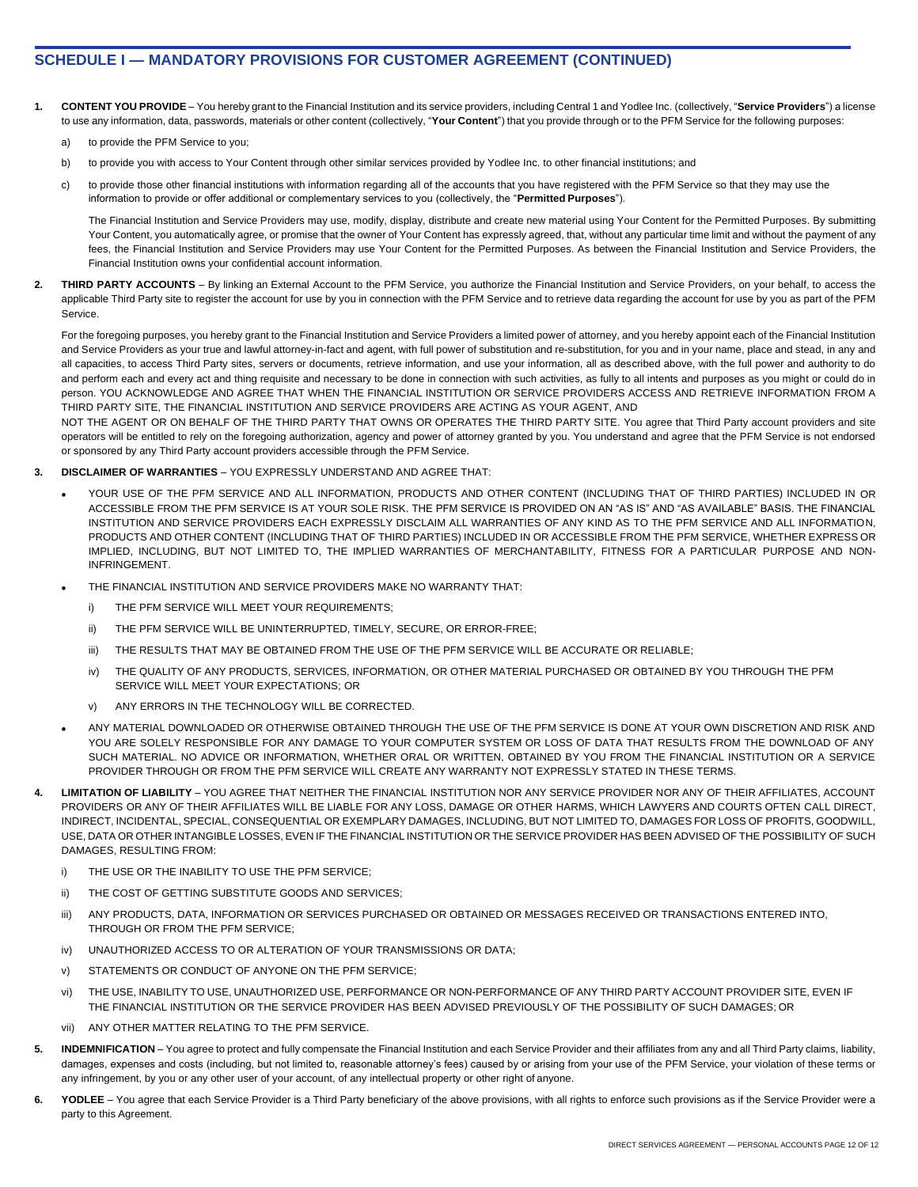## SCHEDULE I — MANDATORY PROVISIONS FOR CUSTOMER AGREEMENT (CONTINUED)

1. **CONTENT YOU PROVIDE** – You hereby grant to the Financial Institution and its service providers, including Central 1 and Yodlee Inc. (collectively, "**Service Providers**") a license to use any information, data, passwords, materials or other content (collectively, "**Your Content**") that you provide through or to the PFM Service for the following purposes:

   a) to provide the PFM Service to you;

   b) to provide you with access to Your Content through other similar services provided by Yodlee Inc. to other financial institutions; and

   c) to provide those other financial institutions with information regarding all of the accounts that you have registered with the PFM Service so that they may use the information to provide or offer additional or complementary services to you (collectively, the "**Permitted Purposes**").

   The Financial Institution and Service Providers may use, modify, display, distribute and create new material using Your Content for the Permitted Purposes. By submitting Your Content, you automatically agree, or promise that the owner of Your Content has expressly agreed, that, without any particular time limit and without the payment of any fees, the Financial Institution and Service Providers may use Your Content for the Permitted Purposes. As between the Financial Institution and Service Providers, the Financial Institution owns your confidential account information.

2. **THIRD PARTY ACCOUNTS** – By linking an External Account to the PFM Service, you authorize the Financial Institution and Service Providers, on your behalf, to access the applicable Third Party site to register the account for use by you in connection with the PFM Service and to retrieve data regarding the account for use by you as part of the PFM Service.

   For the foregoing purposes, you hereby grant to the Financial Institution and Service Providers a limited power of attorney, and you hereby appoint each of the Financial Institution and Service Providers as your true and lawful attorney-in-fact and agent, with full power of substitution and re-substitution, for you and in your name, place and stead, in any and all capacities, to access Third Party sites, servers or documents, retrieve information, and use your information, all as described above, with the full power and authority to do and perform each and every act and thing requisite and necessary to be done in connection with such activities, as fully to all intents and purposes as you might or could do in person. YOU ACKNOWLEDGE AND AGREE THAT WHEN THE FINANCIAL INSTITUTION OR SERVICE PROVIDERS ACCESS AND RETRIEVE INFORMATION FROM A THIRD PARTY SITE, THE FINANCIAL INSTITUTION AND SERVICE PROVIDERS ARE ACTING AS YOUR AGENT, AND NOT THE AGENT OR ON BEHALF OF THE THIRD PARTY THAT OWNS OR OPERATES THE THIRD PARTY SITE. You agree that Third Party account providers and site operators will be entitled to rely on the foregoing authorization, agency and power of attorney granted by you. You understand and agree that the PFM Service is not endorsed or sponsored by any Third Party account providers accessible through the PFM Service.

3. **DISCLAIMER OF WARRANTIES** – YOU EXPRESSLY UNDERSTAND AND AGREE THAT:

   - YOUR USE OF THE PFM SERVICE AND ALL INFORMATION, PRODUCTS AND OTHER CONTENT (INCLUDING THAT OF THIRD PARTIES) INCLUDED IN OR ACCESSIBLE FROM THE PFM SERVICE IS AT YOUR SOLE RISK. THE PFM SERVICE IS PROVIDED ON AN "AS IS" AND "AS AVAILABLE" BASIS. THE FINANCIAL INSTITUTION AND SERVICE PROVIDERS EACH EXPRESSLY DISCLAIM ALL WARRANTIES OF ANY KIND AS TO THE PFM SERVICE AND ALL INFORMATION, PRODUCTS AND OTHER CONTENT (INCLUDING THAT OF THIRD PARTIES) INCLUDED IN OR ACCESSIBLE FROM THE PFM SERVICE, WHETHER EXPRESS OR IMPLIED, INCLUDING, BUT NOT LIMITED TO, THE IMPLIED WARRANTIES OF MERCHANTABILITY, FITNESS FOR A PARTICULAR PURPOSE AND NON-INFRINGEMENT.
   - THE FINANCIAL INSTITUTION AND SERVICE PROVIDERS MAKE NO WARRANTY THAT:
     i) THE PFM SERVICE WILL MEET YOUR REQUIREMENTS;
     ii) THE PFM SERVICE WILL BE UNINTERRUPTED, TIMELY, SECURE, OR ERROR-FREE;
     iii) THE RESULTS THAT MAY BE OBTAINED FROM THE USE OF THE PFM SERVICE WILL BE ACCURATE OR RELIABLE;
     iv) THE QUALITY OF ANY PRODUCTS, SERVICES, INFORMATION, OR OTHER MATERIAL PURCHASED OR OBTAINED BY YOU THROUGH THE PFM SERVICE WILL MEET YOUR EXPECTATIONS; OR
     v) ANY ERRORS IN THE TECHNOLOGY WILL BE CORRECTED.
   - ANY MATERIAL DOWNLOADED OR OTHERWISE OBTAINED THROUGH THE USE OF THE PFM SERVICE IS DONE AT YOUR OWN DISCRETION AND RISK AND YOU ARE SOLELY RESPONSIBLE FOR ANY DAMAGE TO YOUR COMPUTER SYSTEM OR LOSS OF DATA THAT RESULTS FROM THE DOWNLOAD OF ANY SUCH MATERIAL. NO ADVICE OR INFORMATION, WHETHER ORAL OR WRITTEN, OBTAINED BY YOU FROM THE FINANCIAL INSTITUTION OR A SERVICE PROVIDER THROUGH OR FROM THE PFM SERVICE WILL CREATE ANY WARRANTY NOT EXPRESSLY STATED IN THESE TERMS.

4. **LIMITATION OF LIABILITY** – YOU AGREE THAT NEITHER THE FINANCIAL INSTITUTION NOR ANY SERVICE PROVIDER NOR ANY OF THEIR AFFILIATES, ACCOUNT PROVIDERS OR ANY OF THEIR AFFILIATES WILL BE LIABLE FOR ANY LOSS, DAMAGE OR OTHER HARMS, WHICH LAWYERS AND COURTS OFTEN CALL DIRECT, INDIRECT, INCIDENTAL, SPECIAL, CONSEQUENTIAL OR EXEMPLARY DAMAGES, INCLUDING, BUT NOT LIMITED TO, DAMAGES FOR LOSS OF PROFITS, GOODWILL, USE, DATA OR OTHER INTANGIBLE LOSSES, EVEN IF THE FINANCIAL INSTITUTION OR THE SERVICE PROVIDER HAS BEEN ADVISED OF THE POSSIBILITY OF SUCH DAMAGES, RESULTING FROM:

   i) THE USE OR THE INABILITY TO USE THE PFM SERVICE;
   ii) THE COST OF GETTING SUBSTITUTE GOODS AND SERVICES;
   iii) ANY PRODUCTS, DATA, INFORMATION OR SERVICES PURCHASED OR OBTAINED OR MESSAGES RECEIVED OR TRANSACTIONS ENTERED INTO, THROUGH OR FROM THE PFM SERVICE;
   iv) UNAUTHORIZED ACCESS TO OR ALTERATION OF YOUR TRANSMISSIONS OR DATA;
   v) STATEMENTS OR CONDUCT OF ANYONE ON THE PFM SERVICE;
   vi) THE USE, INABILITY TO USE, UNAUTHORIZED USE, PERFORMANCE OR NON-PERFORMANCE OF ANY THIRD PARTY ACCOUNT PROVIDER SITE, EVEN IF THE FINANCIAL INSTITUTION OR THE SERVICE PROVIDER HAS BEEN ADVISED PREVIOUSLY OF THE POSSIBILITY OF SUCH DAMAGES; OR
   vii) ANY OTHER MATTER RELATING TO THE PFM SERVICE.

5. **INDEMNIFICATION** – You agree to protect and fully compensate the Financial Institution and each Service Provider and their affiliates from any and all Third Party claims, liability, damages, expenses and costs (including, but not limited to, reasonable attorney's fees) caused by or arising from your use of the PFM Service, your violation of these terms or any infringement, by you or any other user of your account, of any intellectual property or other right of anyone.

6. **YODLEE** – You agree that each Service Provider is a Third Party beneficiary of the above provisions, with all rights to enforce such provisions as if the Service Provider were a party to this Agreement.